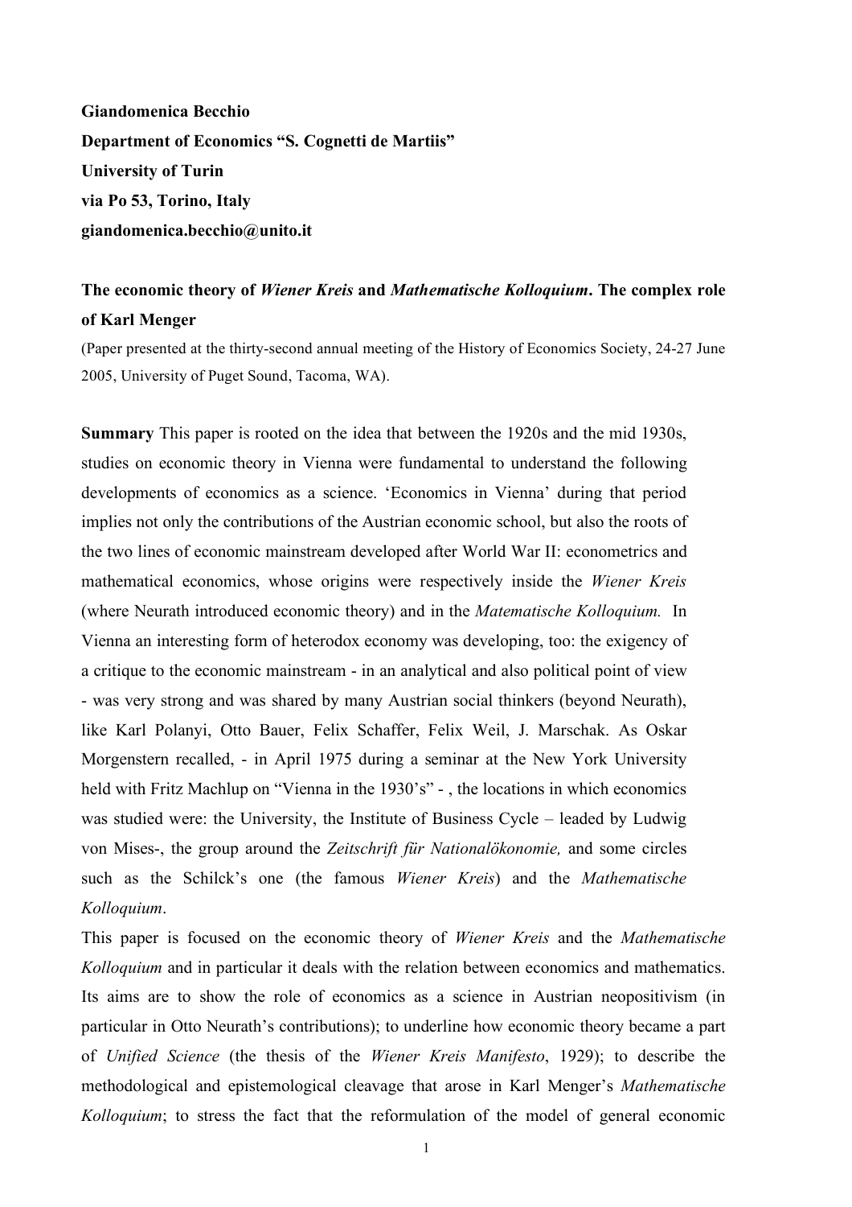**Giandomenica Becchio**
**Department of Economics "S. Cognetti de Martiis"**
**University of Turin**
**via Po 53, Torino, Italy**
**giandomenica.becchio@unito.it**

# The economic theory of *Wiener Kreis* and *Mathematische Kolloquium*. The complex role of Karl Menger

(Paper presented at the thirty-second annual meeting of the History of Economics Society, 24-27 June 2005, University of Puget Sound, Tacoma, WA).

**Summary** This paper is rooted on the idea that between the 1920s and the mid 1930s, studies on economic theory in Vienna were fundamental to understand the following developments of economics as a science. 'Economics in Vienna' during that period implies not only the contributions of the Austrian economic school, but also the roots of the two lines of economic mainstream developed after World War II: econometrics and mathematical economics, whose origins were respectively inside the *Wiener Kreis* (where Neurath introduced economic theory) and in the *Matematische Kolloquium.* In Vienna an interesting form of heterodox economy was developing, too: the exigency of a critique to the economic mainstream - in an analytical and also political point of view - was very strong and was shared by many Austrian social thinkers (beyond Neurath), like Karl Polanyi, Otto Bauer, Felix Schaffer, Felix Weil, J. Marschak. As Oskar Morgenstern recalled, - in April 1975 during a seminar at the New York University held with Fritz Machlup on "Vienna in the 1930's" - , the locations in which economics was studied were: the University, the Institute of Business Cycle – leaded by Ludwig von Mises-, the group around the *Zeitschrift für Nationalökonomie,* and some circles such as the Schilck's one (the famous *Wiener Kreis*) and the *Mathematische Kolloquium*.

This paper is focused on the economic theory of *Wiener Kreis* and the *Mathematische Kolloquium* and in particular it deals with the relation between economics and mathematics. Its aims are to show the role of economics as a science in Austrian neopositivism (in particular in Otto Neurath's contributions); to underline how economic theory became a part of *Unified Science* (the thesis of the *Wiener Kreis Manifesto*, 1929); to describe the methodological and epistemological cleavage that arose in Karl Menger's *Mathematische Kolloquium*; to stress the fact that the reformulation of the model of general economic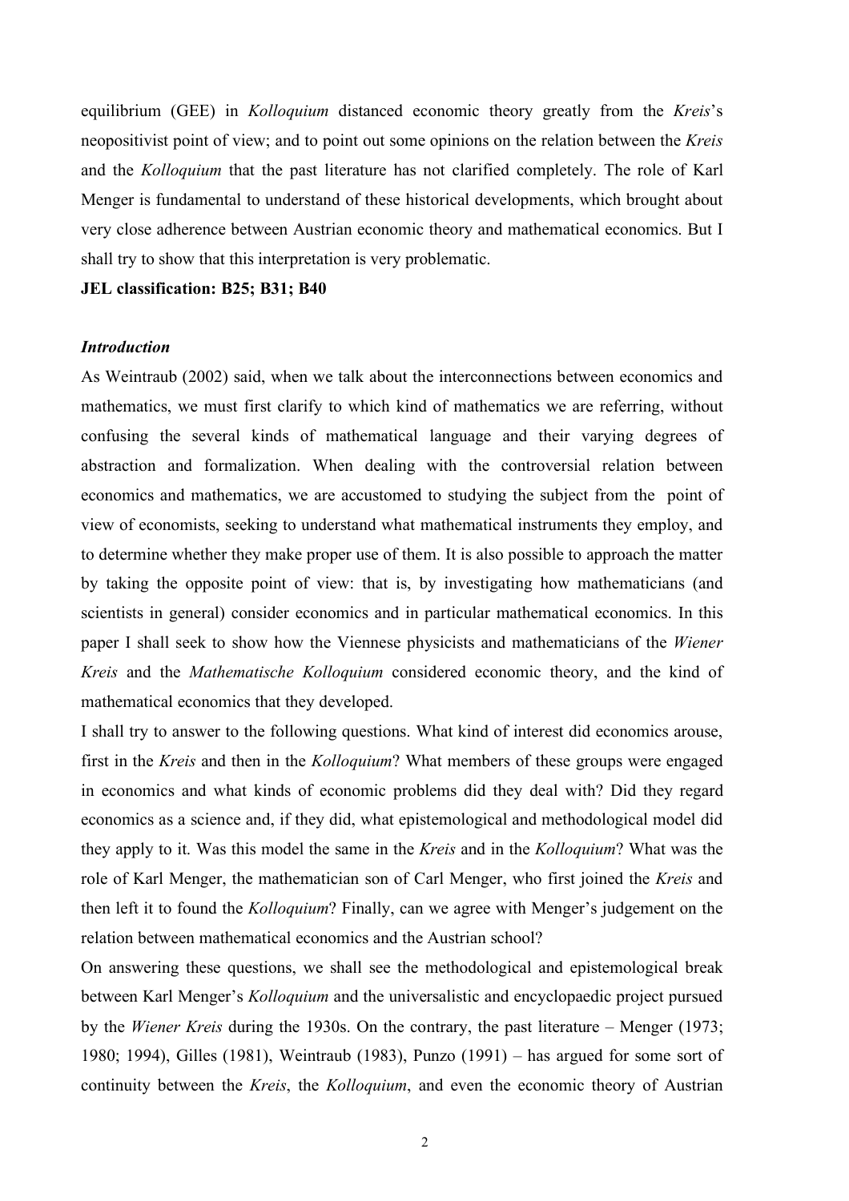equilibrium (GEE) in *Kolloquium* distanced economic theory greatly from the *Kreis*'s neopositivist point of view; and to point out some opinions on the relation between the *Kreis* and the *Kolloquium* that the past literature has not clarified completely. The role of Karl Menger is fundamental to understand of these historical developments, which brought about very close adherence between Austrian economic theory and mathematical economics. But I shall try to show that this interpretation is very problematic.

**JEL classification: B25; B31; B40**

### *Introduction*

As Weintraub (2002) said, when we talk about the interconnections between economics and mathematics, we must first clarify to which kind of mathematics we are referring, without confusing the several kinds of mathematical language and their varying degrees of abstraction and formalization. When dealing with the controversial relation between economics and mathematics, we are accustomed to studying the subject from the point of view of economists, seeking to understand what mathematical instruments they employ, and to determine whether they make proper use of them. It is also possible to approach the matter by taking the opposite point of view: that is, by investigating how mathematicians (and scientists in general) consider economics and in particular mathematical economics. In this paper I shall seek to show how the Viennese physicists and mathematicians of the *Wiener Kreis* and the *Mathematische Kolloquium* considered economic theory, and the kind of mathematical economics that they developed.

I shall try to answer to the following questions. What kind of interest did economics arouse, first in the *Kreis* and then in the *Kolloquium*? What members of these groups were engaged in economics and what kinds of economic problems did they deal with? Did they regard economics as a science and, if they did, what epistemological and methodological model did they apply to it. Was this model the same in the *Kreis* and in the *Kolloquium*? What was the role of Karl Menger, the mathematician son of Carl Menger, who first joined the *Kreis* and then left it to found the *Kolloquium*? Finally, can we agree with Menger's judgement on the relation between mathematical economics and the Austrian school?

On answering these questions, we shall see the methodological and epistemological break between Karl Menger's *Kolloquium* and the universalistic and encyclopaedic project pursued by the *Wiener Kreis* during the 1930s. On the contrary, the past literature – Menger (1973; 1980; 1994), Gilles (1981), Weintraub (1983), Punzo (1991) – has argued for some sort of continuity between the *Kreis*, the *Kolloquium*, and even the economic theory of Austrian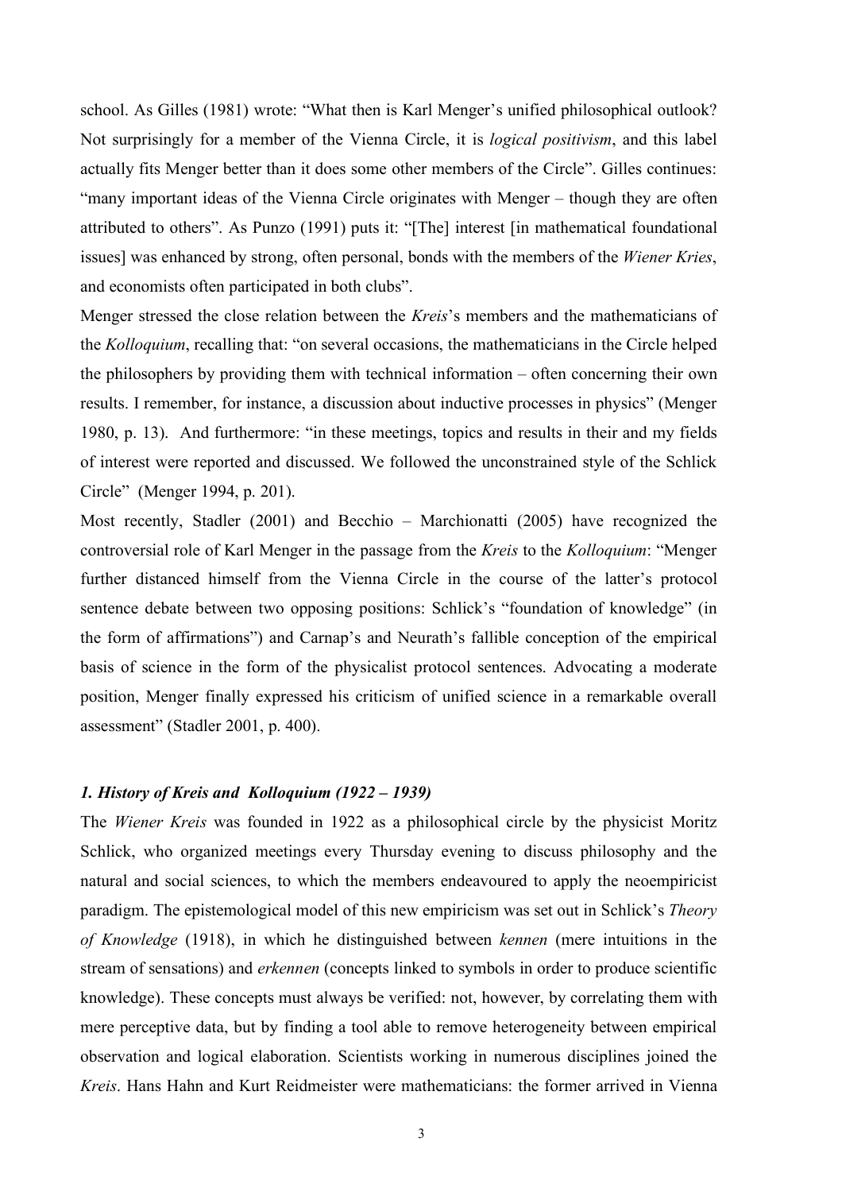school. As Gilles (1981) wrote: "What then is Karl Menger's unified philosophical outlook? Not surprisingly for a member of the Vienna Circle, it is *logical positivism*, and this label actually fits Menger better than it does some other members of the Circle". Gilles continues: "many important ideas of the Vienna Circle originates with Menger – though they are often attributed to others". As Punzo (1991) puts it: "[The] interest [in mathematical foundational issues] was enhanced by strong, often personal, bonds with the members of the *Wiener Kries*, and economists often participated in both clubs".

Menger stressed the close relation between the *Kreis*'s members and the mathematicians of the *Kolloquium*, recalling that: "on several occasions, the mathematicians in the Circle helped the philosophers by providing them with technical information – often concerning their own results. I remember, for instance, a discussion about inductive processes in physics" (Menger 1980, p. 13). And furthermore: "in these meetings, topics and results in their and my fields of interest were reported and discussed. We followed the unconstrained style of the Schlick Circle" (Menger 1994, p. 201).

Most recently, Stadler (2001) and Becchio – Marchionatti (2005) have recognized the controversial role of Karl Menger in the passage from the *Kreis* to the *Kolloquium*: "Menger further distanced himself from the Vienna Circle in the course of the latter's protocol sentence debate between two opposing positions: Schlick's "foundation of knowledge" (in the form of affirmations") and Carnap's and Neurath's fallible conception of the empirical basis of science in the form of the physicalist protocol sentences. Advocating a moderate position, Menger finally expressed his criticism of unified science in a remarkable overall assessment" (Stadler 2001, p. 400).

### *1. History of Kreis and Kolloquium (1922 – 1939)*

The *Wiener Kreis* was founded in 1922 as a philosophical circle by the physicist Moritz Schlick, who organized meetings every Thursday evening to discuss philosophy and the natural and social sciences, to which the members endeavoured to apply the neoempiricist paradigm. The epistemological model of this new empiricism was set out in Schlick's *Theory of Knowledge* (1918), in which he distinguished between *kennen* (mere intuitions in the stream of sensations) and *erkennen* (concepts linked to symbols in order to produce scientific knowledge). These concepts must always be verified: not, however, by correlating them with mere perceptive data, but by finding a tool able to remove heterogeneity between empirical observation and logical elaboration. Scientists working in numerous disciplines joined the *Kreis*. Hans Hahn and Kurt Reidmeister were mathematicians: the former arrived in Vienna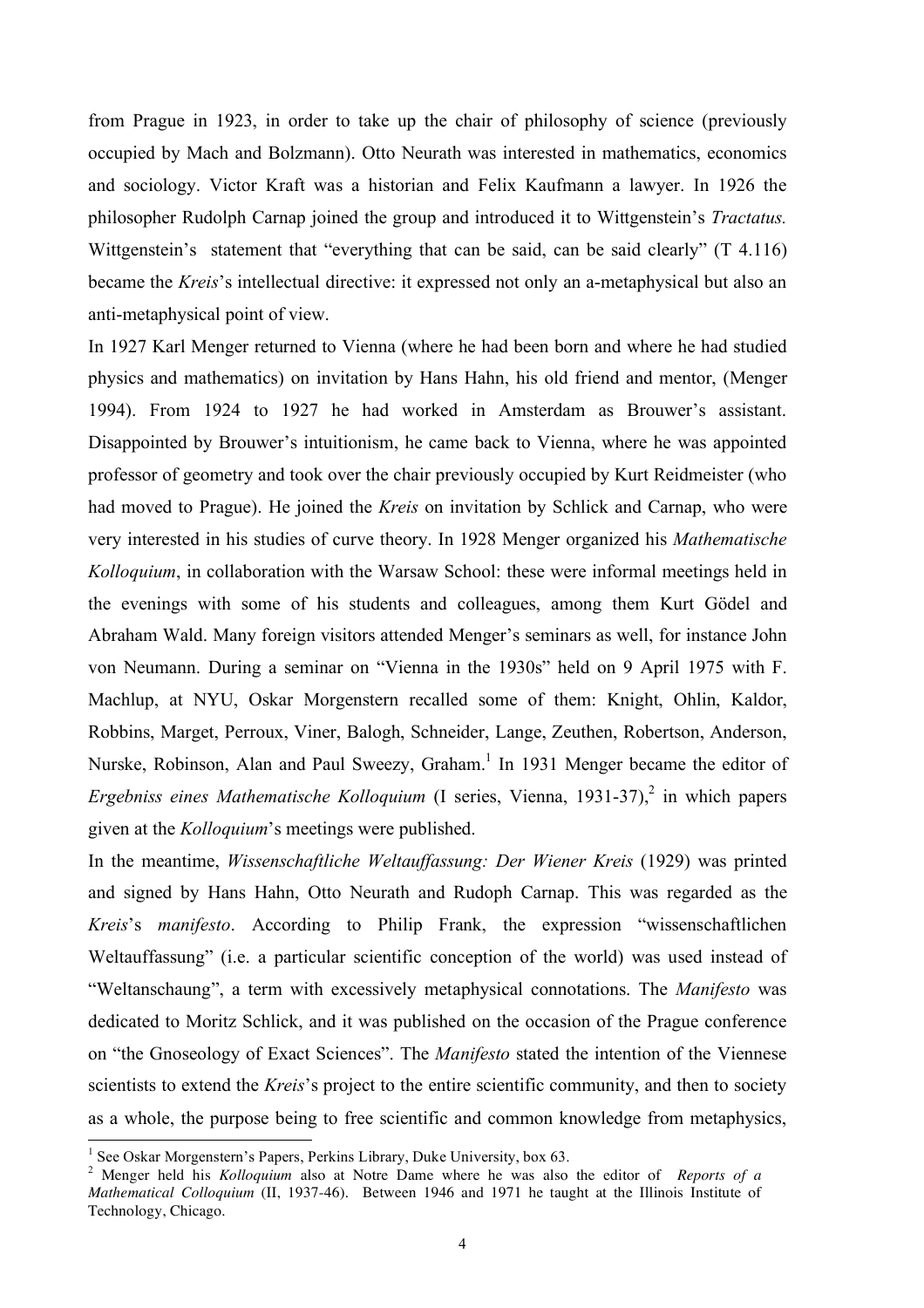from Prague in 1923, in order to take up the chair of philosophy of science (previously occupied by Mach and Bolzmann). Otto Neurath was interested in mathematics, economics and sociology. Victor Kraft was a historian and Felix Kaufmann a lawyer. In 1926 the philosopher Rudolph Carnap joined the group and introduced it to Wittgenstein's *Tractatus.* Wittgenstein's statement that "everything that can be said, can be said clearly" (T 4.116) became the *Kreis*'s intellectual directive: it expressed not only an a-metaphysical but also an anti-metaphysical point of view.

In 1927 Karl Menger returned to Vienna (where he had been born and where he had studied physics and mathematics) on invitation by Hans Hahn, his old friend and mentor, (Menger 1994). From 1924 to 1927 he had worked in Amsterdam as Brouwer's assistant. Disappointed by Brouwer's intuitionism, he came back to Vienna, where he was appointed professor of geometry and took over the chair previously occupied by Kurt Reidmeister (who had moved to Prague). He joined the *Kreis* on invitation by Schlick and Carnap, who were very interested in his studies of curve theory. In 1928 Menger organized his *Mathematische Kolloquium*, in collaboration with the Warsaw School: these were informal meetings held in the evenings with some of his students and colleagues, among them Kurt Gödel and Abraham Wald. Many foreign visitors attended Menger's seminars as well, for instance John von Neumann. During a seminar on "Vienna in the 1930s" held on 9 April 1975 with F. Machlup, at NYU, Oskar Morgenstern recalled some of them: Knight, Ohlin, Kaldor, Robbins, Marget, Perroux, Viner, Balogh, Schneider, Lange, Zeuthen, Robertson, Anderson, Nurske, Robinson, Alan and Paul Sweezy, Graham.[1] In 1931 Menger became the editor of *Ergebniss eines Mathematische Kolloquium* (I series, Vienna, 1931-37),[2] in which papers given at the *Kolloquium*'s meetings were published.

In the meantime, *Wissenschaftliche Weltauffassung: Der Wiener Kreis* (1929) was printed and signed by Hans Hahn, Otto Neurath and Rudoph Carnap. This was regarded as the *Kreis*'s *manifesto*. According to Philip Frank, the expression "wissenschaftlichen Weltauffassung" (i.e. a particular scientific conception of the world) was used instead of "Weltanschaung", a term with excessively metaphysical connotations. The *Manifesto* was dedicated to Moritz Schlick, and it was published on the occasion of the Prague conference on "the Gnoseology of Exact Sciences". The *Manifesto* stated the intention of the Viennese scientists to extend the *Kreis*'s project to the entire scientific community, and then to society as a whole, the purpose being to free scientific and common knowledge from metaphysics,

---

[1] See Oskar Morgenstern's Papers, Perkins Library, Duke University, box 63.

[2] Menger held his *Kolloquium* also at Notre Dame where he was also the editor of *Reports of a Mathematical Colloquium* (II, 1937-46). Between 1946 and 1971 he taught at the Illinois Institute of Technology, Chicago.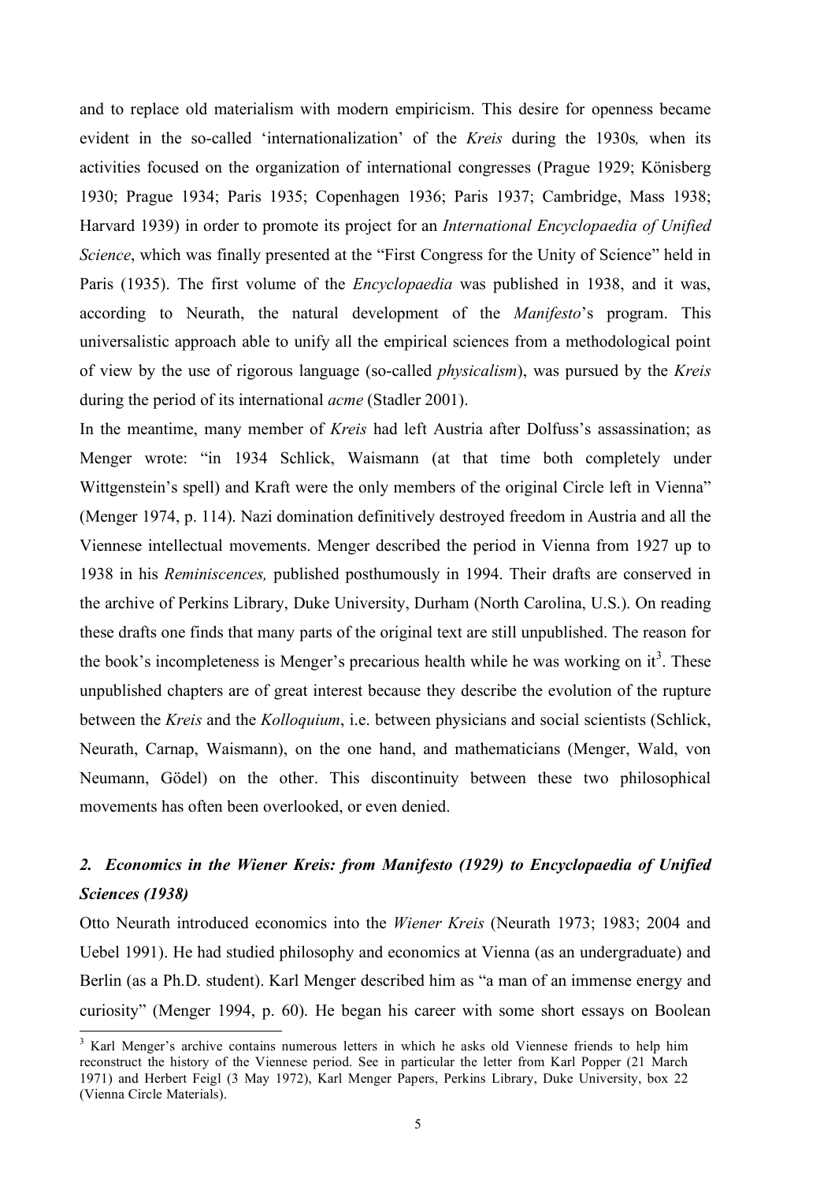and to replace old materialism with modern empiricism. This desire for openness became evident in the so-called 'internationalization' of the *Kreis* during the 1930s*,* when its activities focused on the organization of international congresses (Prague 1929; Könisberg 1930; Prague 1934; Paris 1935; Copenhagen 1936; Paris 1937; Cambridge, Mass 1938; Harvard 1939) in order to promote its project for an *International Encyclopaedia of Unified Science*, which was finally presented at the "First Congress for the Unity of Science" held in Paris (1935). The first volume of the *Encyclopaedia* was published in 1938, and it was, according to Neurath, the natural development of the *Manifesto*'s program. This universalistic approach able to unify all the empirical sciences from a methodological point of view by the use of rigorous language (so-called *physicalism*), was pursued by the *Kreis* during the period of its international *acme* (Stadler 2001).

In the meantime, many member of *Kreis* had left Austria after Dolfuss's assassination; as Menger wrote: "in 1934 Schlick, Waismann (at that time both completely under Wittgenstein's spell) and Kraft were the only members of the original Circle left in Vienna" (Menger 1974, p. 114). Nazi domination definitively destroyed freedom in Austria and all the Viennese intellectual movements. Menger described the period in Vienna from 1927 up to 1938 in his *Reminiscences,* published posthumously in 1994. Their drafts are conserved in the archive of Perkins Library, Duke University, Durham (North Carolina, U.S.). On reading these drafts one finds that many parts of the original text are still unpublished. The reason for the book's incompleteness is Menger's precarious health while he was working on it[3]. These unpublished chapters are of great interest because they describe the evolution of the rupture between the *Kreis* and the *Kolloquium*, i.e. between physicians and social scientists (Schlick, Neurath, Carnap, Waismann), on the one hand, and mathematicians (Menger, Wald, von Neumann, Gödel) on the other. This discontinuity between these two philosophical movements has often been overlooked, or even denied.

## *2. Economics in the Wiener Kreis: from Manifesto (1929) to Encyclopaedia of Unified Sciences (1938)*

Otto Neurath introduced economics into the *Wiener Kreis* (Neurath 1973; 1983; 2004 and Uebel 1991). He had studied philosophy and economics at Vienna (as an undergraduate) and Berlin (as a Ph.D. student). Karl Menger described him as "a man of an immense energy and curiosity" (Menger 1994, p. 60). He began his career with some short essays on Boolean

[3] Karl Menger's archive contains numerous letters in which he asks old Viennese friends to help him reconstruct the history of the Viennese period. See in particular the letter from Karl Popper (21 March 1971) and Herbert Feigl (3 May 1972), Karl Menger Papers, Perkins Library, Duke University, box 22 (Vienna Circle Materials).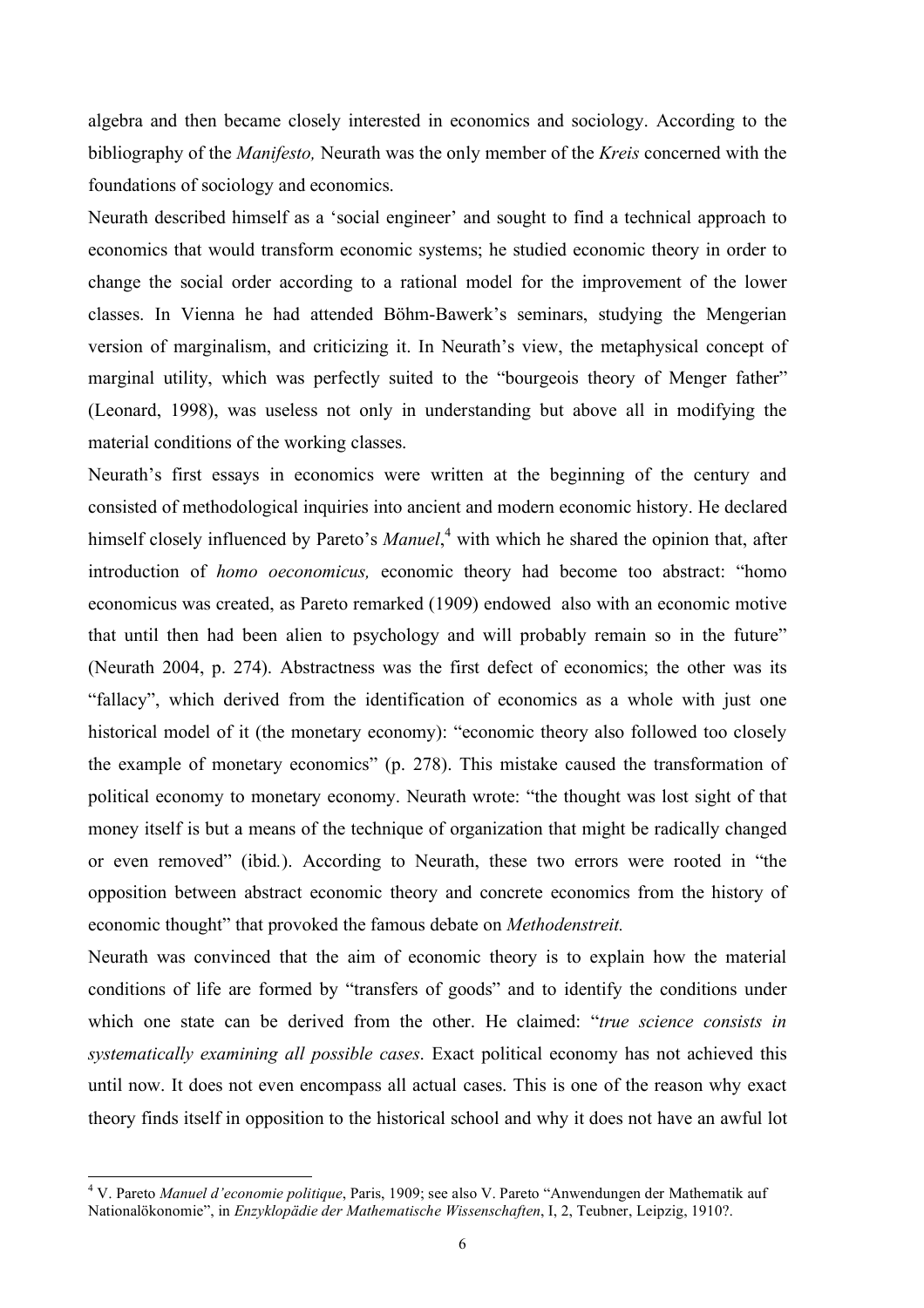algebra and then became closely interested in economics and sociology. According to the bibliography of the *Manifesto,* Neurath was the only member of the *Kreis* concerned with the foundations of sociology and economics.

Neurath described himself as a 'social engineer' and sought to find a technical approach to economics that would transform economic systems; he studied economic theory in order to change the social order according to a rational model for the improvement of the lower classes. In Vienna he had attended Böhm-Bawerk's seminars, studying the Mengerian version of marginalism, and criticizing it. In Neurath's view, the metaphysical concept of marginal utility, which was perfectly suited to the "bourgeois theory of Menger father" (Leonard, 1998), was useless not only in understanding but above all in modifying the material conditions of the working classes.

Neurath's first essays in economics were written at the beginning of the century and consisted of methodological inquiries into ancient and modern economic history. He declared himself closely influenced by Pareto's *Manuel*,[4] with which he shared the opinion that, after introduction of *homo oeconomicus,* economic theory had become too abstract: "homo economicus was created, as Pareto remarked (1909) endowed also with an economic motive that until then had been alien to psychology and will probably remain so in the future" (Neurath 2004, p. 274). Abstractness was the first defect of economics; the other was its "fallacy", which derived from the identification of economics as a whole with just one historical model of it (the monetary economy): "economic theory also followed too closely the example of monetary economics" (p. 278). This mistake caused the transformation of political economy to monetary economy. Neurath wrote: "the thought was lost sight of that money itself is but a means of the technique of organization that might be radically changed or even removed" (ibid*.*). According to Neurath, these two errors were rooted in "the opposition between abstract economic theory and concrete economics from the history of economic thought" that provoked the famous debate on *Methodenstreit.*

Neurath was convinced that the aim of economic theory is to explain how the material conditions of life are formed by "transfers of goods" and to identify the conditions under which one state can be derived from the other. He claimed: "*true science consists in systematically examining all possible cases*. Exact political economy has not achieved this until now. It does not even encompass all actual cases. This is one of the reason why exact theory finds itself in opposition to the historical school and why it does not have an awful lot

---

[4] V. Pareto *Manuel d'economie politique*, Paris, 1909; see also V. Pareto "Anwendungen der Mathematik auf Nationalökonomie", in *Enzyklopädie der Mathematische Wissenschaften*, I, 2, Teubner, Leipzig, 1910?.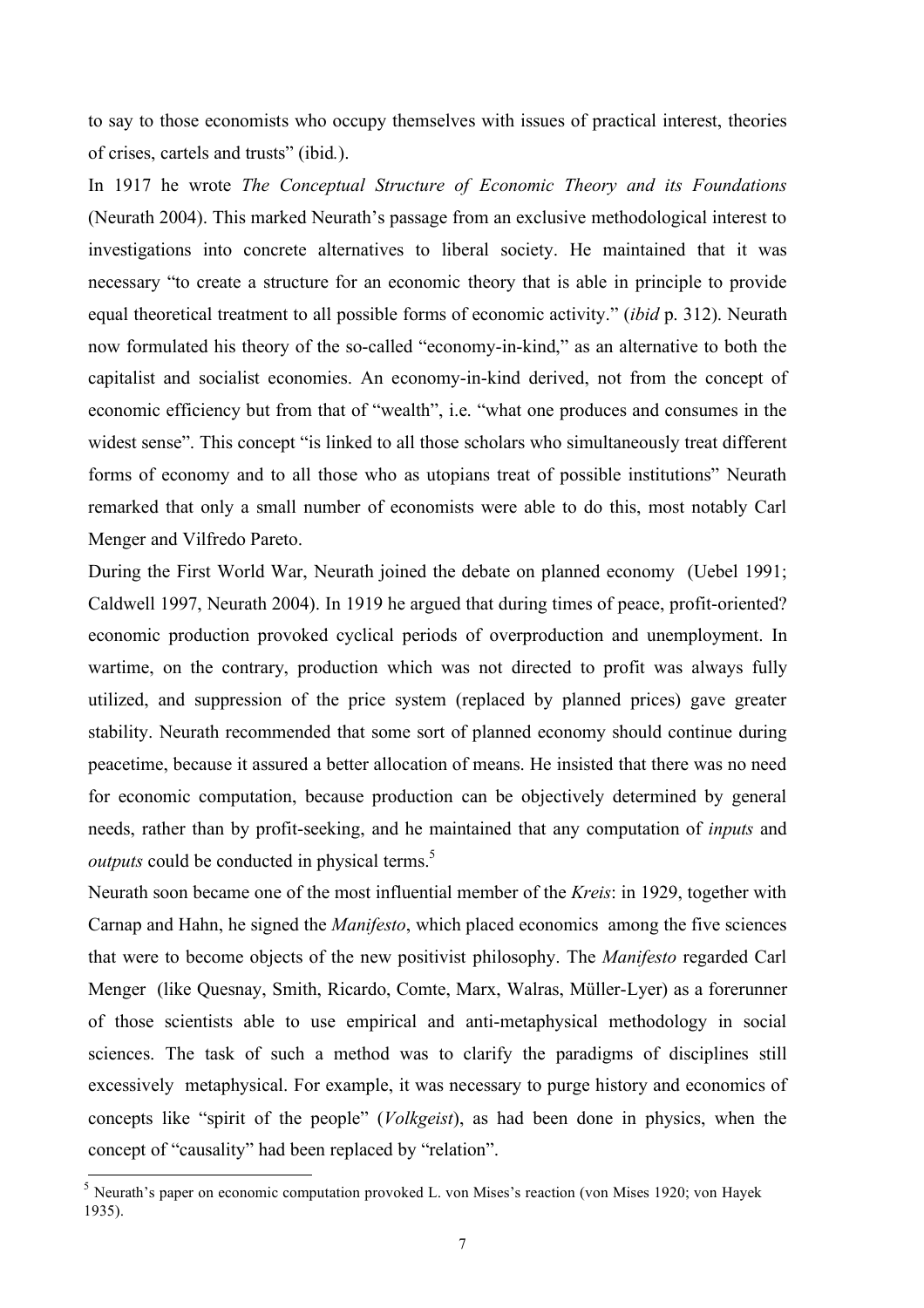to say to those economists who occupy themselves with issues of practical interest, theories of crises, cartels and trusts" (ibid*.*).

In 1917 he wrote *The Conceptual Structure of Economic Theory and its Foundations* (Neurath 2004). This marked Neurath's passage from an exclusive methodological interest to investigations into concrete alternatives to liberal society. He maintained that it was necessary "to create a structure for an economic theory that is able in principle to provide equal theoretical treatment to all possible forms of economic activity." (*ibid* p. 312). Neurath now formulated his theory of the so-called "economy-in-kind," as an alternative to both the capitalist and socialist economies. An economy-in-kind derived, not from the concept of economic efficiency but from that of "wealth", i.e. "what one produces and consumes in the widest sense". This concept "is linked to all those scholars who simultaneously treat different forms of economy and to all those who as utopians treat of possible institutions" Neurath remarked that only a small number of economists were able to do this, most notably Carl Menger and Vilfredo Pareto.

During the First World War, Neurath joined the debate on planned economy (Uebel 1991; Caldwell 1997, Neurath 2004). In 1919 he argued that during times of peace, profit-oriented? economic production provoked cyclical periods of overproduction and unemployment. In wartime, on the contrary, production which was not directed to profit was always fully utilized, and suppression of the price system (replaced by planned prices) gave greater stability. Neurath recommended that some sort of planned economy should continue during peacetime, because it assured a better allocation of means. He insisted that there was no need for economic computation, because production can be objectively determined by general needs, rather than by profit-seeking, and he maintained that any computation of *inputs* and *outputs* could be conducted in physical terms.[5]

Neurath soon became one of the most influential member of the *Kreis*: in 1929, together with Carnap and Hahn, he signed the *Manifesto*, which placed economics among the five sciences that were to become objects of the new positivist philosophy. The *Manifesto* regarded Carl Menger (like Quesnay, Smith, Ricardo, Comte, Marx, Walras, Müller-Lyer) as a forerunner of those scientists able to use empirical and anti-metaphysical methodology in social sciences. The task of such a method was to clarify the paradigms of disciplines still excessively metaphysical. For example, it was necessary to purge history and economics of concepts like "spirit of the people" (*Volkgeist*), as had been done in physics, when the concept of "causality" had been replaced by "relation".

[5] Neurath's paper on economic computation provoked L. von Mises's reaction (von Mises 1920; von Hayek 1935).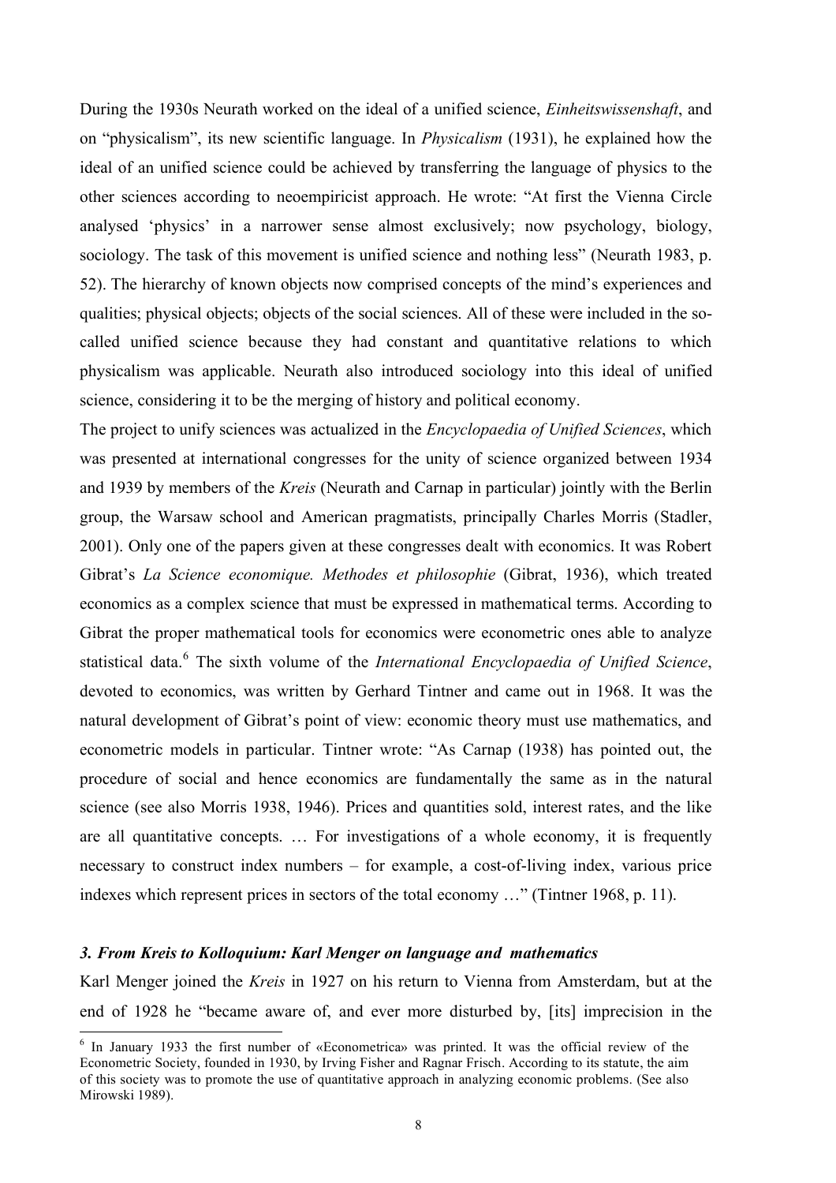During the 1930s Neurath worked on the ideal of a unified science, *Einheitswissenshaft*, and on "physicalism", its new scientific language. In *Physicalism* (1931), he explained how the ideal of an unified science could be achieved by transferring the language of physics to the other sciences according to neoempiricist approach. He wrote: "At first the Vienna Circle analysed 'physics' in a narrower sense almost exclusively; now psychology, biology, sociology. The task of this movement is unified science and nothing less" (Neurath 1983, p. 52). The hierarchy of known objects now comprised concepts of the mind's experiences and qualities; physical objects; objects of the social sciences. All of these were included in the so-called unified science because they had constant and quantitative relations to which physicalism was applicable. Neurath also introduced sociology into this ideal of unified science, considering it to be the merging of history and political economy.

The project to unify sciences was actualized in the *Encyclopaedia of Unified Sciences*, which was presented at international congresses for the unity of science organized between 1934 and 1939 by members of the *Kreis* (Neurath and Carnap in particular) jointly with the Berlin group, the Warsaw school and American pragmatists, principally Charles Morris (Stadler, 2001). Only one of the papers given at these congresses dealt with economics. It was Robert Gibrat's *La Science economique. Methodes et philosophie* (Gibrat, 1936), which treated economics as a complex science that must be expressed in mathematical terms. According to Gibrat the proper mathematical tools for economics were econometric ones able to analyze statistical data.[6] The sixth volume of the *International Encyclopaedia of Unified Science*, devoted to economics, was written by Gerhard Tintner and came out in 1968. It was the natural development of Gibrat's point of view: economic theory must use mathematics, and econometric models in particular. Tintner wrote: "As Carnap (1938) has pointed out, the procedure of social and hence economics are fundamentally the same as in the natural science (see also Morris 1938, 1946). Prices and quantities sold, interest rates, and the like are all quantitative concepts. … For investigations of a whole economy, it is frequently necessary to construct index numbers – for example, a cost-of-living index, various price indexes which represent prices in sectors of the total economy …" (Tintner 1968, p. 11).

### *3. From Kreis to Kolloquium: Karl Menger on language and mathematics*

Karl Menger joined the *Kreis* in 1927 on his return to Vienna from Amsterdam, but at the end of 1928 he "became aware of, and ever more disturbed by, [its] imprecision in the

---

[6] In January 1933 the first number of «Econometrica» was printed. It was the official review of the Econometric Society, founded in 1930, by Irving Fisher and Ragnar Frisch. According to its statute, the aim of this society was to promote the use of quantitative approach in analyzing economic problems. (See also Mirowski 1989).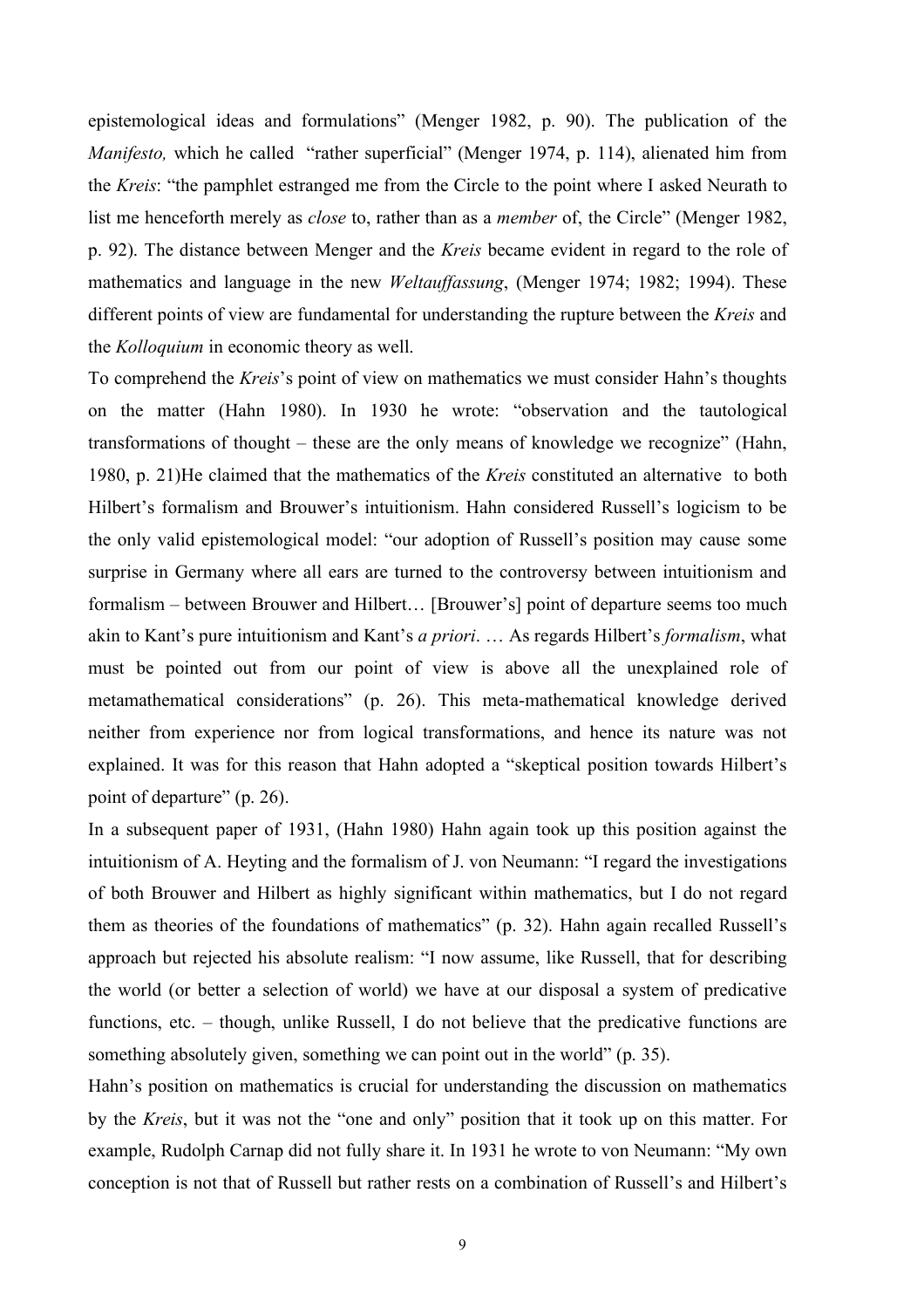epistemological ideas and formulations" (Menger 1982, p. 90). The publication of the *Manifesto,* which he called "rather superficial" (Menger 1974, p. 114), alienated him from the *Kreis*: "the pamphlet estranged me from the Circle to the point where I asked Neurath to list me henceforth merely as *close* to, rather than as a *member* of, the Circle" (Menger 1982, p. 92). The distance between Menger and the *Kreis* became evident in regard to the role of mathematics and language in the new *Weltauffassung*, (Menger 1974; 1982; 1994). These different points of view are fundamental for understanding the rupture between the *Kreis* and the *Kolloquium* in economic theory as well.

To comprehend the *Kreis*'s point of view on mathematics we must consider Hahn's thoughts on the matter (Hahn 1980). In 1930 he wrote: "observation and the tautological transformations of thought – these are the only means of knowledge we recognize" (Hahn, 1980, p. 21)He claimed that the mathematics of the *Kreis* constituted an alternative to both Hilbert's formalism and Brouwer's intuitionism. Hahn considered Russell's logicism to be the only valid epistemological model: "our adoption of Russell's position may cause some surprise in Germany where all ears are turned to the controversy between intuitionism and formalism – between Brouwer and Hilbert… [Brouwer's] point of departure seems too much akin to Kant's pure intuitionism and Kant's *a priori*. … As regards Hilbert's *formalism*, what must be pointed out from our point of view is above all the unexplained role of metamathematical considerations" (p. 26). This meta-mathematical knowledge derived neither from experience nor from logical transformations, and hence its nature was not explained. It was for this reason that Hahn adopted a "skeptical position towards Hilbert's point of departure" (p. 26).

In a subsequent paper of 1931, (Hahn 1980) Hahn again took up this position against the intuitionism of A. Heyting and the formalism of J. von Neumann: "I regard the investigations of both Brouwer and Hilbert as highly significant within mathematics, but I do not regard them as theories of the foundations of mathematics" (p. 32). Hahn again recalled Russell's approach but rejected his absolute realism: "I now assume, like Russell, that for describing the world (or better a selection of world) we have at our disposal a system of predicative functions, etc. – though, unlike Russell, I do not believe that the predicative functions are something absolutely given, something we can point out in the world" (p. 35).

Hahn's position on mathematics is crucial for understanding the discussion on mathematics by the *Kreis*, but it was not the "one and only" position that it took up on this matter. For example, Rudolph Carnap did not fully share it. In 1931 he wrote to von Neumann: "My own conception is not that of Russell but rather rests on a combination of Russell's and Hilbert's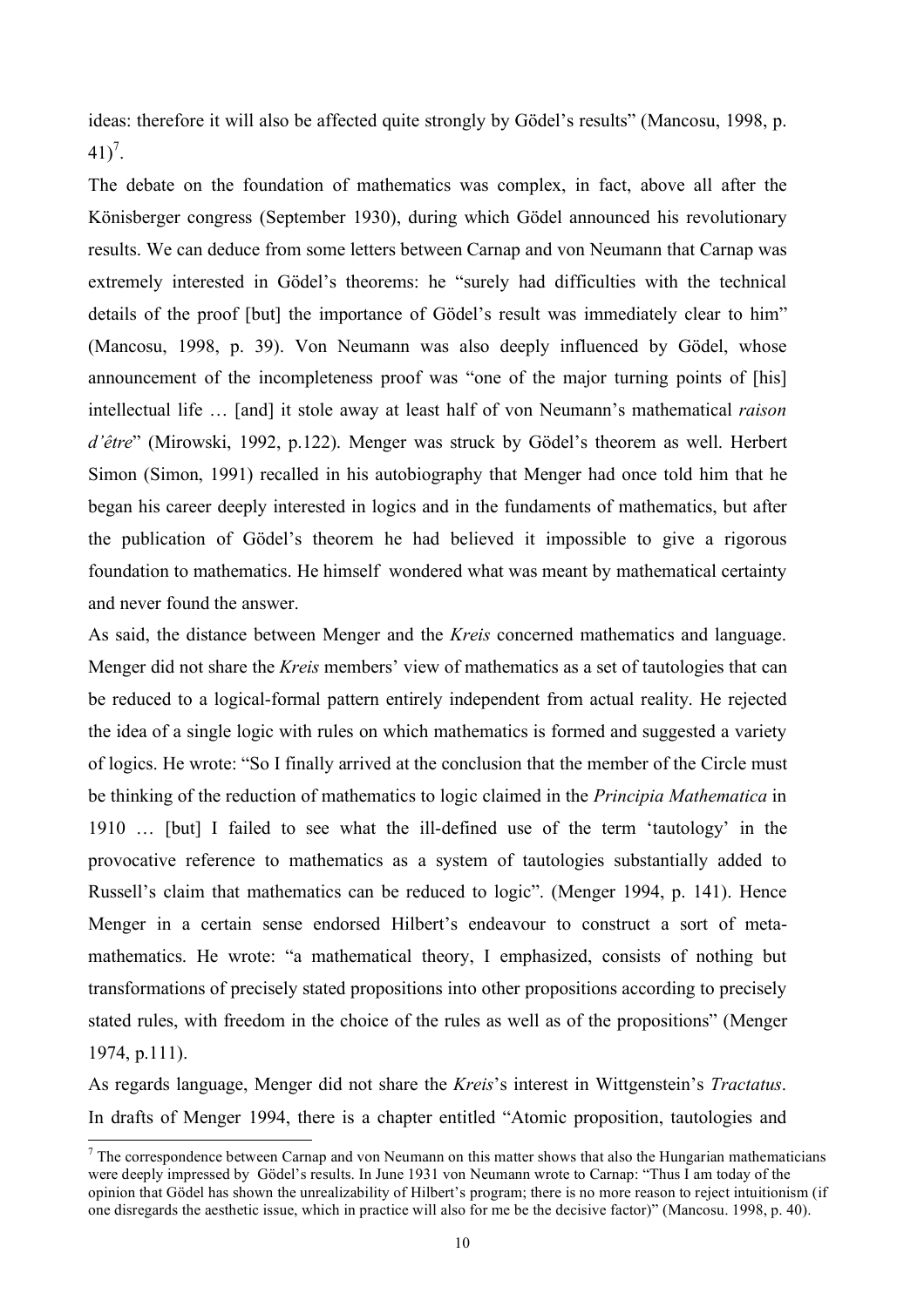ideas: therefore it will also be affected quite strongly by Gödel's results" (Mancosu, 1998, p. 41)[7].

The debate on the foundation of mathematics was complex, in fact, above all after the Könisberger congress (September 1930), during which Gödel announced his revolutionary results. We can deduce from some letters between Carnap and von Neumann that Carnap was extremely interested in Gödel's theorems: he "surely had difficulties with the technical details of the proof [but] the importance of Gödel's result was immediately clear to him" (Mancosu, 1998, p. 39). Von Neumann was also deeply influenced by Gödel, whose announcement of the incompleteness proof was "one of the major turning points of [his] intellectual life … [and] it stole away at least half of von Neumann's mathematical *raison d'être*" (Mirowski, 1992, p.122). Menger was struck by Gödel's theorem as well. Herbert Simon (Simon, 1991) recalled in his autobiography that Menger had once told him that he began his career deeply interested in logics and in the fundaments of mathematics, but after the publication of Gödel's theorem he had believed it impossible to give a rigorous foundation to mathematics. He himself wondered what was meant by mathematical certainty and never found the answer.

As said, the distance between Menger and the *Kreis* concerned mathematics and language. Menger did not share the *Kreis* members' view of mathematics as a set of tautologies that can be reduced to a logical-formal pattern entirely independent from actual reality. He rejected the idea of a single logic with rules on which mathematics is formed and suggested a variety of logics. He wrote: "So I finally arrived at the conclusion that the member of the Circle must be thinking of the reduction of mathematics to logic claimed in the *Principia Mathematica* in 1910 … [but] I failed to see what the ill-defined use of the term 'tautology' in the provocative reference to mathematics as a system of tautologies substantially added to Russell's claim that mathematics can be reduced to logic". (Menger 1994, p. 141). Hence Menger in a certain sense endorsed Hilbert's endeavour to construct a sort of meta-mathematics. He wrote: "a mathematical theory, I emphasized, consists of nothing but transformations of precisely stated propositions into other propositions according to precisely stated rules, with freedom in the choice of the rules as well as of the propositions" (Menger 1974, p.111).

As regards language, Menger did not share the *Kreis*'s interest in Wittgenstein's *Tractatus*. In drafts of Menger 1994, there is a chapter entitled "Atomic proposition, tautologies and

---

[7] The correspondence between Carnap and von Neumann on this matter shows that also the Hungarian mathematicians were deeply impressed by Gödel's results. In June 1931 von Neumann wrote to Carnap: "Thus I am today of the opinion that Gödel has shown the unrealizability of Hilbert's program; there is no more reason to reject intuitionism (if one disregards the aesthetic issue, which in practice will also for me be the decisive factor)" (Mancosu. 1998, p. 40).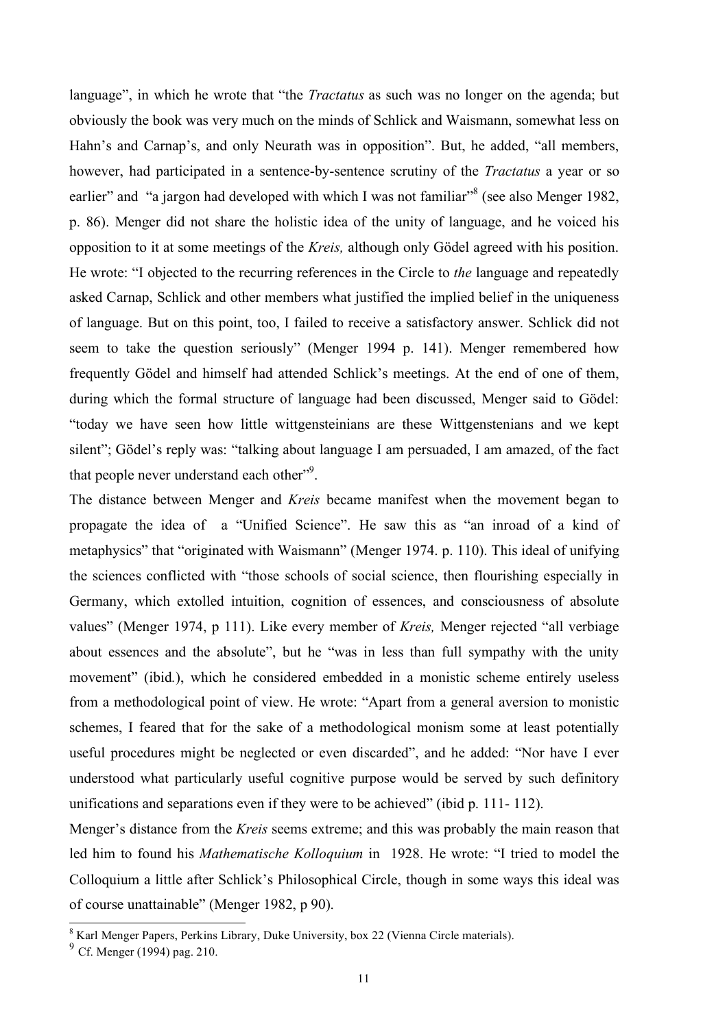language", in which he wrote that "the *Tractatus* as such was no longer on the agenda; but obviously the book was very much on the minds of Schlick and Waismann, somewhat less on Hahn's and Carnap's, and only Neurath was in opposition". But, he added, "all members, however, had participated in a sentence-by-sentence scrutiny of the *Tractatus* a year or so earlier" and "a jargon had developed with which I was not familiar"[8] (see also Menger 1982, p. 86). Menger did not share the holistic idea of the unity of language, and he voiced his opposition to it at some meetings of the *Kreis,* although only Gödel agreed with his position. He wrote: "I objected to the recurring references in the Circle to *the* language and repeatedly asked Carnap, Schlick and other members what justified the implied belief in the uniqueness of language. But on this point, too, I failed to receive a satisfactory answer. Schlick did not seem to take the question seriously" (Menger 1994 p. 141). Menger remembered how frequently Gödel and himself had attended Schlick's meetings. At the end of one of them, during which the formal structure of language had been discussed, Menger said to Gödel: "today we have seen how little wittgensteinians are these Wittgenstenians and we kept silent"; Gödel's reply was: "talking about language I am persuaded, I am amazed, of the fact that people never understand each other"[9].

The distance between Menger and *Kreis* became manifest when the movement began to propagate the idea of a "Unified Science". He saw this as "an inroad of a kind of metaphysics" that "originated with Waismann" (Menger 1974. p. 110). This ideal of unifying the sciences conflicted with "those schools of social science, then flourishing especially in Germany, which extolled intuition, cognition of essences, and consciousness of absolute values" (Menger 1974, p 111). Like every member of *Kreis,* Menger rejected "all verbiage about essences and the absolute", but he "was in less than full sympathy with the unity movement" (ibid.), which he considered embedded in a monistic scheme entirely useless from a methodological point of view. He wrote: "Apart from a general aversion to monistic schemes, I feared that for the sake of a methodological monism some at least potentially useful procedures might be neglected or even discarded", and he added: "Nor have I ever understood what particularly useful cognitive purpose would be served by such definitory unifications and separations even if they were to be achieved" (ibid p. 111- 112).

Menger's distance from the *Kreis* seems extreme; and this was probably the main reason that led him to found his *Mathematische Kolloquium* in 1928. He wrote: "I tried to model the Colloquium a little after Schlick's Philosophical Circle, though in some ways this ideal was of course unattainable" (Menger 1982, p 90).

---

[8] Karl Menger Papers, Perkins Library, Duke University, box 22 (Vienna Circle materials).

[9] Cf. Menger (1994) pag. 210.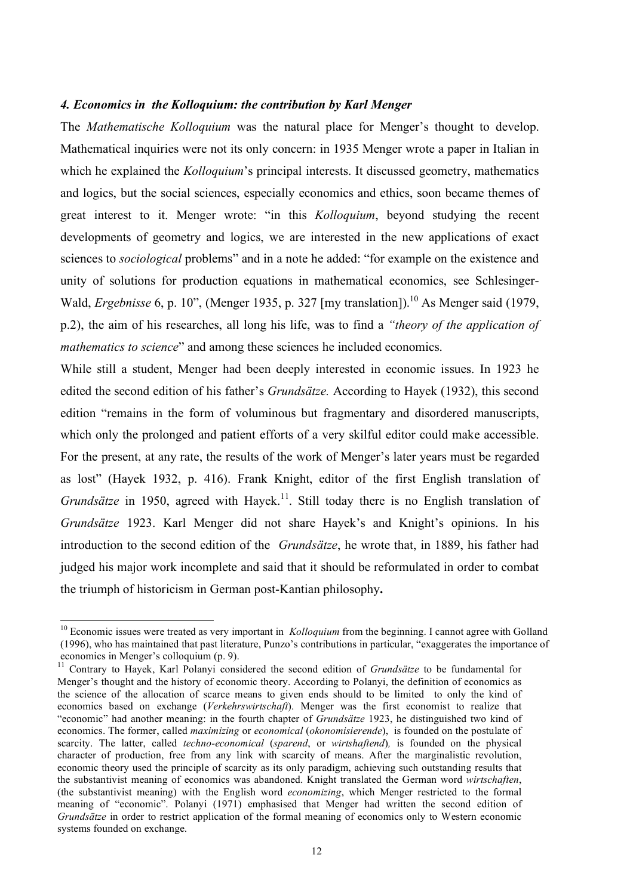### *4. Economics in the Kolloquium: the contribution by Karl Menger*

The *Mathematische Kolloquium* was the natural place for Menger's thought to develop. Mathematical inquiries were not its only concern: in 1935 Menger wrote a paper in Italian in which he explained the *Kolloquium*'s principal interests. It discussed geometry, mathematics and logics, but the social sciences, especially economics and ethics, soon became themes of great interest to it. Menger wrote: "in this *Kolloquium*, beyond studying the recent developments of geometry and logics, we are interested in the new applications of exact sciences to *sociological* problems" and in a note he added: "for example on the existence and unity of solutions for production equations in mathematical economics, see Schlesinger-Wald, *Ergebnisse* 6, p. 10", (Menger 1935, p. 327 [my translation]).[10] As Menger said (1979, p.2), the aim of his researches, all long his life, was to find a *"theory of the application of mathematics to science*" and among these sciences he included economics.

While still a student, Menger had been deeply interested in economic issues. In 1923 he edited the second edition of his father's *Grundsätze.* According to Hayek (1932), this second edition "remains in the form of voluminous but fragmentary and disordered manuscripts, which only the prolonged and patient efforts of a very skilful editor could make accessible. For the present, at any rate, the results of the work of Menger's later years must be regarded as lost" (Hayek 1932, p. 416). Frank Knight, editor of the first English translation of *Grundsätze* in 1950, agreed with Hayek.[11]. Still today there is no English translation of *Grundsätze* 1923. Karl Menger did not share Hayek's and Knight's opinions. In his introduction to the second edition of the *Grundsätze*, he wrote that, in 1889, his father had judged his major work incomplete and said that it should be reformulated in order to combat the triumph of historicism in German post-Kantian philosophy**.**

---

[10] Economic issues were treated as very important in *Kolloquium* from the beginning. I cannot agree with Golland (1996), who has maintained that past literature, Punzo's contributions in particular, "exaggerates the importance of economics in Menger's colloquium (p. 9).

[11] Contrary to Hayek, Karl Polanyi considered the second edition of *Grundsätze* to be fundamental for Menger's thought and the history of economic theory. According to Polanyi, the definition of economics as the science of the allocation of scarce means to given ends should to be limited to only the kind of economics based on exchange (*Verkehrswirtschaft*). Menger was the first economist to realize that "economic" had another meaning: in the fourth chapter of *Grundsätze* 1923, he distinguished two kind of economics. The former, called *maximizing* or *economical* (*okonomisierende*), is founded on the postulate of scarcity. The latter, called *techno-economical* (*sparend*, or *wirtshaftend*)*,* is founded on the physical character of production, free from any link with scarcity of means. After the marginalistic revolution, economic theory used the principle of scarcity as its only paradigm, achieving such outstanding results that the substantivist meaning of economics was abandoned. Knight translated the German word *wirtschaften*, (the substantivist meaning) with the English word *economizing*, which Menger restricted to the formal meaning of "economic". Polanyi (1971) emphasised that Menger had written the second edition of *Grundsätze* in order to restrict application of the formal meaning of economics only to Western economic systems founded on exchange.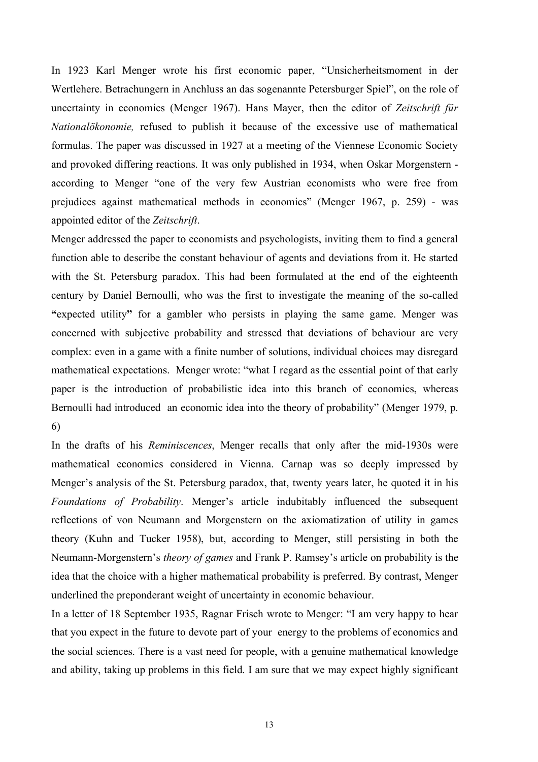In 1923 Karl Menger wrote his first economic paper, "Unsicherheitsmoment in der Wertlehere. Betrachungern in Anchluss an das sogenannte Petersburger Spiel", on the role of uncertainty in economics (Menger 1967). Hans Mayer, then the editor of *Zeitschrift für Nationalökonomie,* refused to publish it because of the excessive use of mathematical formulas. The paper was discussed in 1927 at a meeting of the Viennese Economic Society and provoked differing reactions. It was only published in 1934, when Oskar Morgenstern - according to Menger "one of the very few Austrian economists who were free from prejudices against mathematical methods in economics" (Menger 1967, p. 259) - was appointed editor of the *Zeitschrift*.

Menger addressed the paper to economists and psychologists, inviting them to find a general function able to describe the constant behaviour of agents and deviations from it. He started with the St. Petersburg paradox. This had been formulated at the end of the eighteenth century by Daniel Bernoulli, who was the first to investigate the meaning of the so-called **"**expected utility**"** for a gambler who persists in playing the same game. Menger was concerned with subjective probability and stressed that deviations of behaviour are very complex: even in a game with a finite number of solutions, individual choices may disregard mathematical expectations. Menger wrote: "what I regard as the essential point of that early paper is the introduction of probabilistic idea into this branch of economics, whereas Bernoulli had introduced an economic idea into the theory of probability" (Menger 1979, p. 6)

In the drafts of his *Reminiscences*, Menger recalls that only after the mid-1930s were mathematical economics considered in Vienna. Carnap was so deeply impressed by Menger's analysis of the St. Petersburg paradox, that, twenty years later, he quoted it in his *Foundations of Probability*. Menger's article indubitably influenced the subsequent reflections of von Neumann and Morgenstern on the axiomatization of utility in games theory (Kuhn and Tucker 1958), but, according to Menger, still persisting in both the Neumann-Morgenstern's *theory of games* and Frank P. Ramsey's article on probability is the idea that the choice with a higher mathematical probability is preferred. By contrast, Menger underlined the preponderant weight of uncertainty in economic behaviour.

In a letter of 18 September 1935, Ragnar Frisch wrote to Menger: "I am very happy to hear that you expect in the future to devote part of your energy to the problems of economics and the social sciences. There is a vast need for people, with a genuine mathematical knowledge and ability, taking up problems in this field. I am sure that we may expect highly significant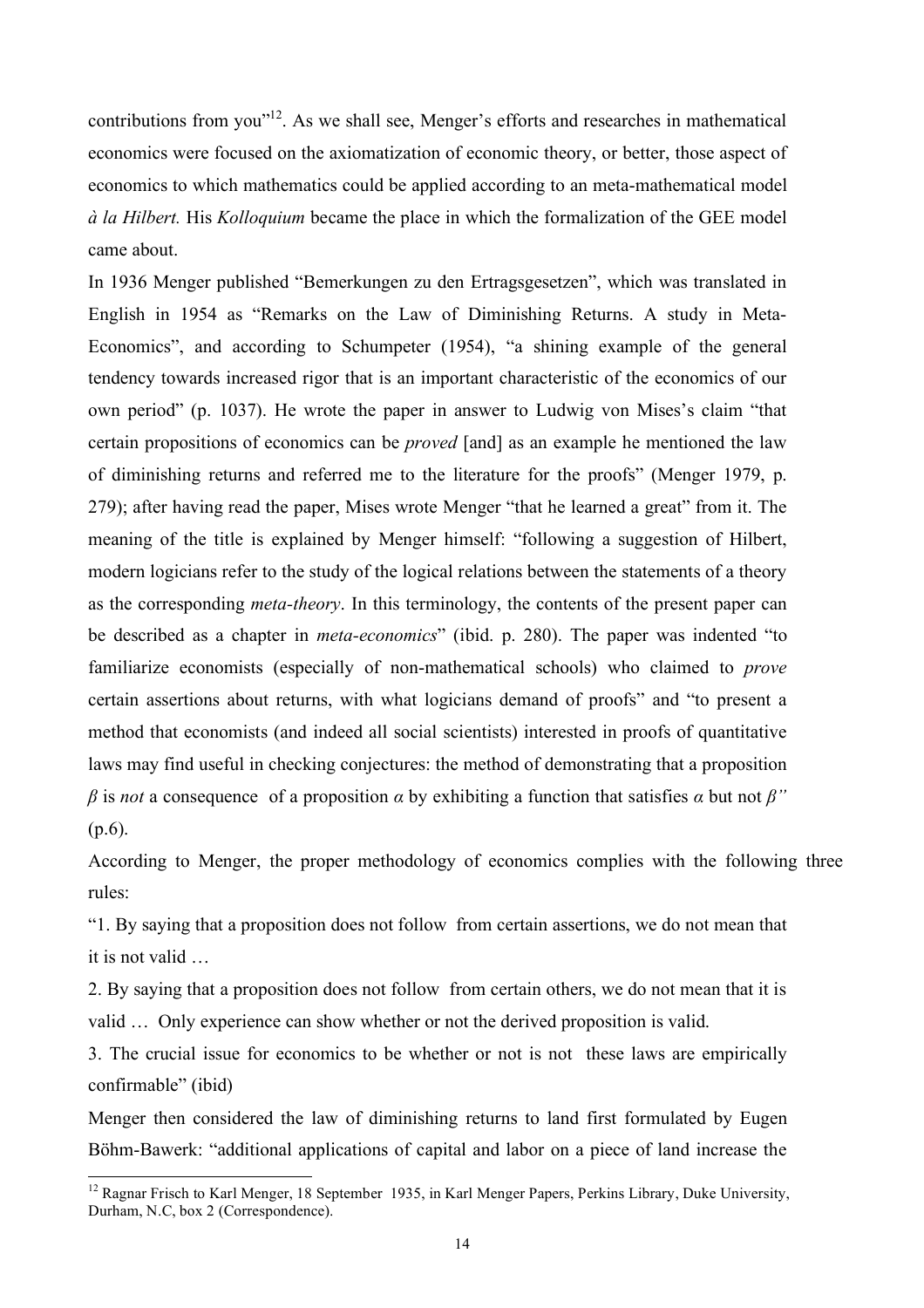contributions from you"[12]. As we shall see, Menger's efforts and researches in mathematical economics were focused on the axiomatization of economic theory, or better, those aspect of economics to which mathematics could be applied according to an meta-mathematical model *à la Hilbert.* His *Kolloquium* became the place in which the formalization of the GEE model came about.

In 1936 Menger published "Bemerkungen zu den Ertragsgesetzen", which was translated in English in 1954 as "Remarks on the Law of Diminishing Returns. A study in Meta-Economics", and according to Schumpeter (1954), "a shining example of the general tendency towards increased rigor that is an important characteristic of the economics of our own period" (p. 1037). He wrote the paper in answer to Ludwig von Mises's claim "that certain propositions of economics can be *proved* [and] as an example he mentioned the law of diminishing returns and referred me to the literature for the proofs" (Menger 1979, p. 279); after having read the paper, Mises wrote Menger "that he learned a great" from it. The meaning of the title is explained by Menger himself: "following a suggestion of Hilbert, modern logicians refer to the study of the logical relations between the statements of a theory as the corresponding *meta-theory*. In this terminology, the contents of the present paper can be described as a chapter in *meta-economics*" (ibid. p. 280). The paper was indented "to familiarize economists (especially of non-mathematical schools) who claimed to *prove* certain assertions about returns, with what logicians demand of proofs" and "to present a method that economists (and indeed all social scientists) interested in proofs of quantitative laws may find useful in checking conjectures: the method of demonstrating that a proposition $\beta$ is *not* a consequence of a proposition $\alpha$ by exhibiting a function that satisfies $\alpha$ but not $\beta$" (p.6).

According to Menger, the proper methodology of economics complies with the following three rules:

"1. By saying that a proposition does not follow from certain assertions, we do not mean that it is not valid …

2. By saying that a proposition does not follow from certain others, we do not mean that it is valid … Only experience can show whether or not the derived proposition is valid.

3. The crucial issue for economics to be whether or not is not these laws are empirically confirmable" (ibid)

Menger then considered the law of diminishing returns to land first formulated by Eugen Böhm-Bawerk: "additional applications of capital and labor on a piece of land increase the

[12] Ragnar Frisch to Karl Menger, 18 September 1935, in Karl Menger Papers, Perkins Library, Duke University, Durham, N.C, box 2 (Correspondence).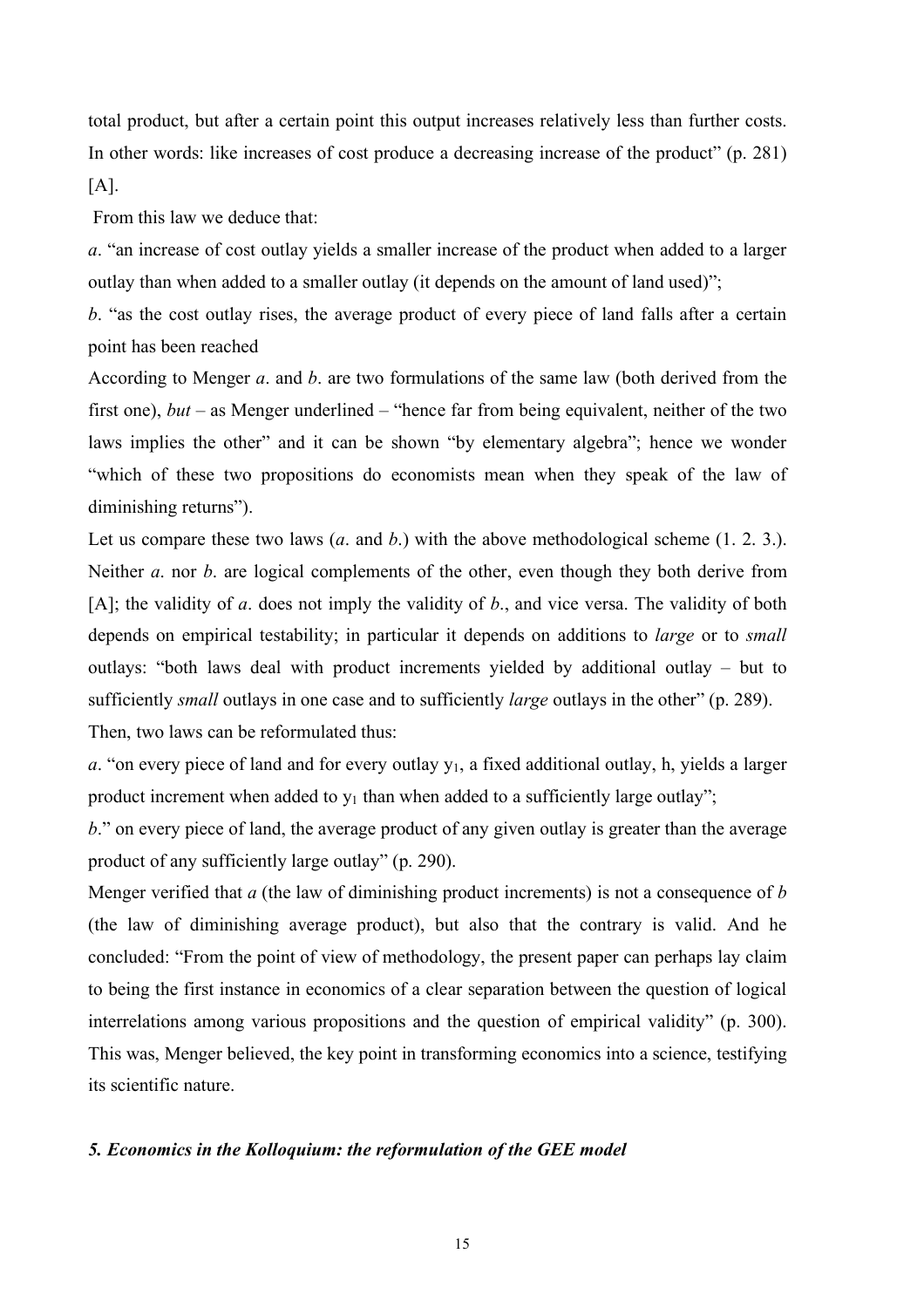total product, but after a certain point this output increases relatively less than further costs. In other words: like increases of cost produce a decreasing increase of the product" (p. 281) [A].

From this law we deduce that:

*a*. "an increase of cost outlay yields a smaller increase of the product when added to a larger outlay than when added to a smaller outlay (it depends on the amount of land used)";

*b*. "as the cost outlay rises, the average product of every piece of land falls after a certain point has been reached

According to Menger *a*. and *b*. are two formulations of the same law (both derived from the first one), *but* – as Menger underlined – "hence far from being equivalent, neither of the two laws implies the other" and it can be shown "by elementary algebra"; hence we wonder "which of these two propositions do economists mean when they speak of the law of diminishing returns").

Let us compare these two laws (*a*. and *b*.) with the above methodological scheme (1. 2. 3.). Neither *a*. nor *b*. are logical complements of the other, even though they both derive from [A]; the validity of *a*. does not imply the validity of *b*., and vice versa. The validity of both depends on empirical testability; in particular it depends on additions to *large* or to *small* outlays: "both laws deal with product increments yielded by additional outlay – but to sufficiently *small* outlays in one case and to sufficiently *large* outlays in the other" (p. 289).

Then, two laws can be reformulated thus:

*a*. "on every piece of land and for every outlay $y_1$, a fixed additional outlay, h, yields a larger product increment when added to $y_1$ than when added to a sufficiently large outlay";

*b*." on every piece of land, the average product of any given outlay is greater than the average product of any sufficiently large outlay" (p. 290).

Menger verified that *a* (the law of diminishing product increments) is not a consequence of *b* (the law of diminishing average product), but also that the contrary is valid. And he concluded: "From the point of view of methodology, the present paper can perhaps lay claim to being the first instance in economics of a clear separation between the question of logical interrelations among various propositions and the question of empirical validity" (p. 300). This was, Menger believed, the key point in transforming economics into a science, testifying its scientific nature.

## *5. Economics in the Kolloquium: the reformulation of the GEE model*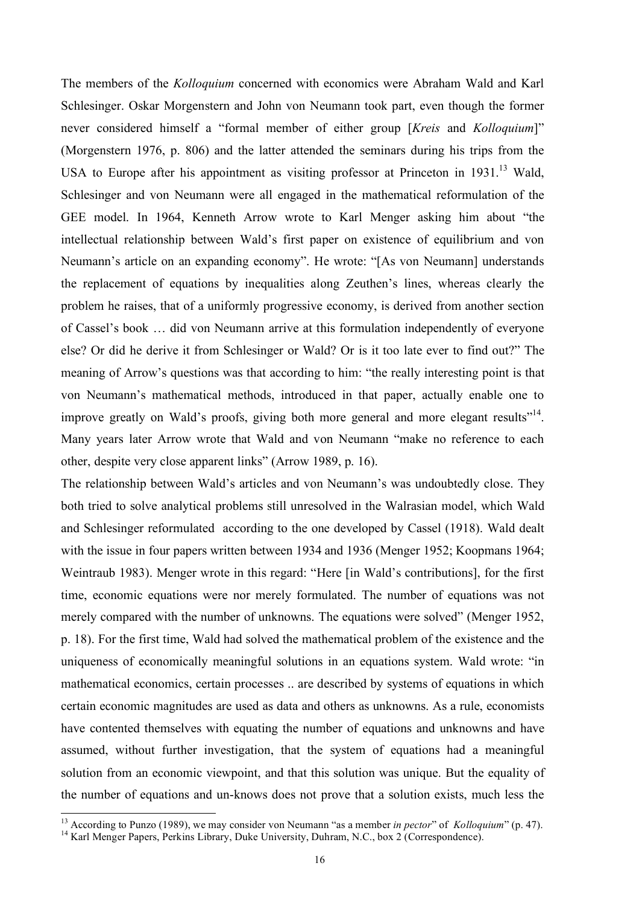The members of the *Kolloquium* concerned with economics were Abraham Wald and Karl Schlesinger. Oskar Morgenstern and John von Neumann took part, even though the former never considered himself a "formal member of either group [*Kreis* and *Kolloquium*]" (Morgenstern 1976, p. 806) and the latter attended the seminars during his trips from the USA to Europe after his appointment as visiting professor at Princeton in 1931.[13] Wald, Schlesinger and von Neumann were all engaged in the mathematical reformulation of the GEE model. In 1964, Kenneth Arrow wrote to Karl Menger asking him about "the intellectual relationship between Wald's first paper on existence of equilibrium and von Neumann's article on an expanding economy". He wrote: "[As von Neumann] understands the replacement of equations by inequalities along Zeuthen's lines, whereas clearly the problem he raises, that of a uniformly progressive economy, is derived from another section of Cassel's book … did von Neumann arrive at this formulation independently of everyone else? Or did he derive it from Schlesinger or Wald? Or is it too late ever to find out?" The meaning of Arrow's questions was that according to him: "the really interesting point is that von Neumann's mathematical methods, introduced in that paper, actually enable one to improve greatly on Wald's proofs, giving both more general and more elegant results"[14]. Many years later Arrow wrote that Wald and von Neumann "make no reference to each other, despite very close apparent links" (Arrow 1989, p. 16).

The relationship between Wald's articles and von Neumann's was undoubtedly close. They both tried to solve analytical problems still unresolved in the Walrasian model, which Wald and Schlesinger reformulated according to the one developed by Cassel (1918). Wald dealt with the issue in four papers written between 1934 and 1936 (Menger 1952; Koopmans 1964; Weintraub 1983). Menger wrote in this regard: "Here [in Wald's contributions], for the first time, economic equations were nor merely formulated. The number of equations was not merely compared with the number of unknowns. The equations were solved" (Menger 1952, p. 18). For the first time, Wald had solved the mathematical problem of the existence and the uniqueness of economically meaningful solutions in an equations system. Wald wrote: "in mathematical economics, certain processes .. are described by systems of equations in which certain economic magnitudes are used as data and others as unknowns. As a rule, economists have contented themselves with equating the number of equations and unknowns and have assumed, without further investigation, that the system of equations had a meaningful solution from an economic viewpoint, and that this solution was unique. But the equality of the number of equations and un-knows does not prove that a solution exists, much less the

---

[13] According to Punzo (1989), we may consider von Neumann "as a member *in pector*" of *Kolloquium*" (p. 47).

[14] Karl Menger Papers, Perkins Library, Duke University, Duhram, N.C., box 2 (Correspondence).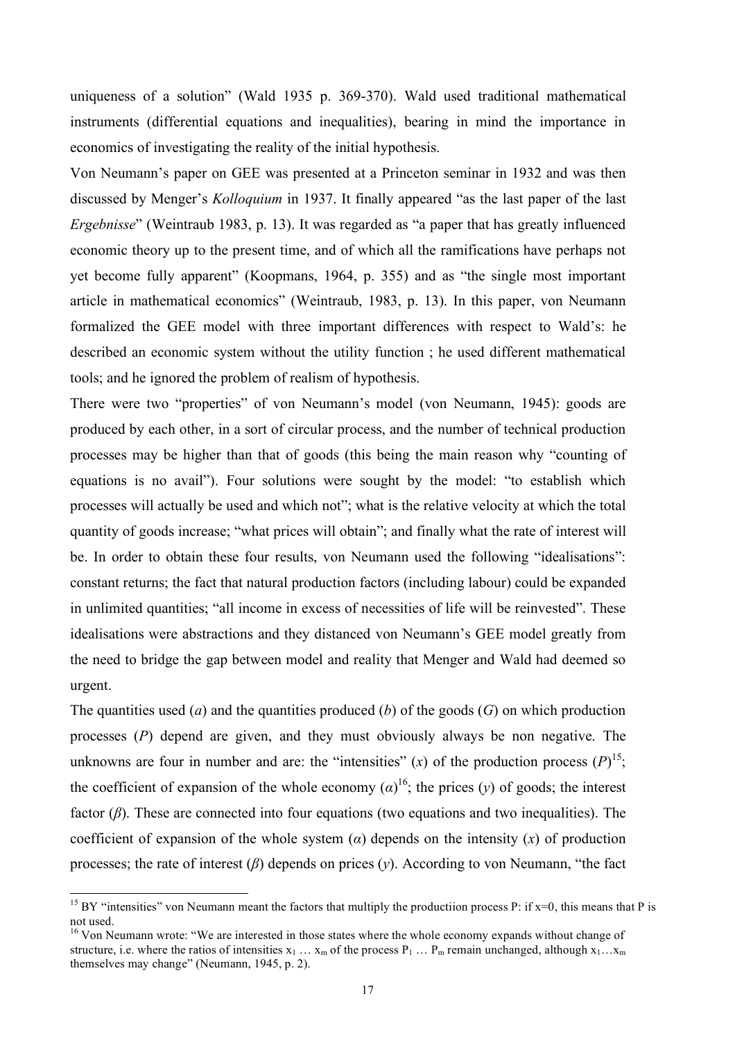uniqueness of a solution" (Wald 1935 p. 369-370). Wald used traditional mathematical instruments (differential equations and inequalities), bearing in mind the importance in economics of investigating the reality of the initial hypothesis.

Von Neumann's paper on GEE was presented at a Princeton seminar in 1932 and was then discussed by Menger's *Kolloquium* in 1937. It finally appeared "as the last paper of the last *Ergebnisse*" (Weintraub 1983, p. 13). It was regarded as "a paper that has greatly influenced economic theory up to the present time, and of which all the ramifications have perhaps not yet become fully apparent" (Koopmans, 1964, p. 355) and as "the single most important article in mathematical economics" (Weintraub, 1983, p. 13). In this paper, von Neumann formalized the GEE model with three important differences with respect to Wald's: he described an economic system without the utility function ; he used different mathematical tools; and he ignored the problem of realism of hypothesis.

There were two "properties" of von Neumann's model (von Neumann, 1945): goods are produced by each other, in a sort of circular process, and the number of technical production processes may be higher than that of goods (this being the main reason why "counting of equations is no avail"). Four solutions were sought by the model: "to establish which processes will actually be used and which not"; what is the relative velocity at which the total quantity of goods increase; "what prices will obtain"; and finally what the rate of interest will be. In order to obtain these four results, von Neumann used the following "idealisations": constant returns; the fact that natural production factors (including labour) could be expanded in unlimited quantities; "all income in excess of necessities of life will be reinvested". These idealisations were abstractions and they distanced von Neumann's GEE model greatly from the need to bridge the gap between model and reality that Menger and Wald had deemed so urgent.

The quantities used ($a$) and the quantities produced ($b$) of the goods ($G$) on which production processes ($P$) depend are given, and they must obviously always be non negative. The unknowns are four in number and are: the "intensities" ($x$) of the production process ($P$)[15]; the coefficient of expansion of the whole economy ($\alpha$)[16]; the prices ($y$) of goods; the interest factor ($\beta$). These are connected into four equations (two equations and two inequalities). The coefficient of expansion of the whole system ($\alpha$) depends on the intensity ($x$) of production processes; the rate of interest ($\beta$) depends on prices ($y$). According to von Neumann, "the fact

---

[15] BY "intensities" von Neumann meant the factors that multiply the productiion process P: if x=0, this means that P is not used.

[16] Von Neumann wrote: "We are interested in those states where the whole economy expands without change of structure, i.e. where the ratios of intensities $x_1 \ldots x_m$ of the process $P_1 \ldots P_m$ remain unchanged, although $x_1 \ldots x_m$ themselves may change" (Neumann, 1945, p. 2).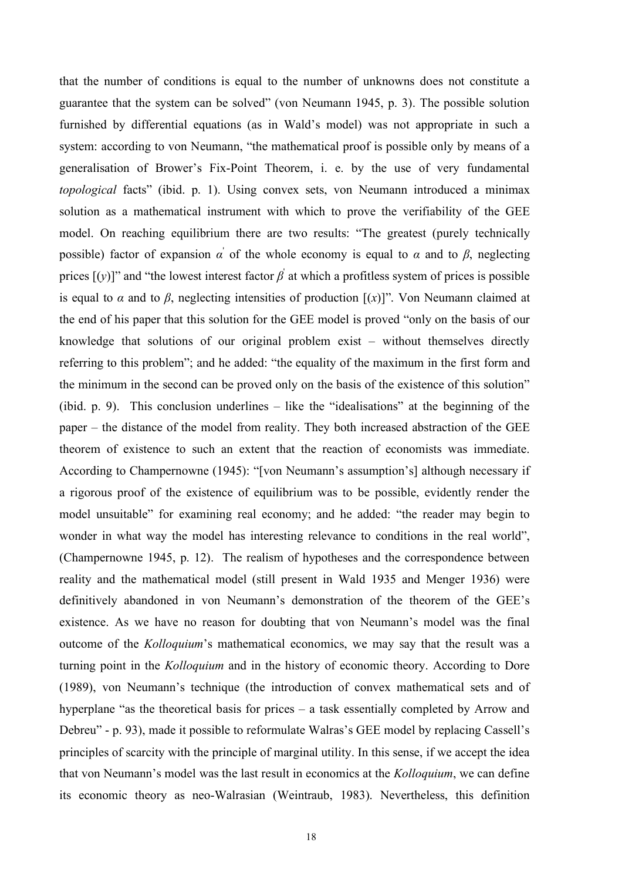that the number of conditions is equal to the number of unknowns does not constitute a guarantee that the system can be solved" (von Neumann 1945, p. 3). The possible solution furnished by differential equations (as in Wald's model) was not appropriate in such a system: according to von Neumann, "the mathematical proof is possible only by means of a generalisation of Brower's Fix-Point Theorem, i. e. by the use of very fundamental *topological* facts" (ibid. p. 1). Using convex sets, von Neumann introduced a minimax solution as a mathematical instrument with which to prove the verifiability of the GEE model. On reaching equilibrium there are two results: "The greatest (purely technically possible) factor of expansion $\alpha^{'}$ of the whole economy is equal to $\alpha$ and to $\beta$, neglecting prices [($y$)]" and "the lowest interest factor $\beta^{'}$ at which a profitless system of prices is possible is equal to $\alpha$ and to $\beta$, neglecting intensities of production [($x$)]". Von Neumann claimed at the end of his paper that this solution for the GEE model is proved "only on the basis of our knowledge that solutions of our original problem exist – without themselves directly referring to this problem"; and he added: "the equality of the maximum in the first form and the minimum in the second can be proved only on the basis of the existence of this solution" (ibid. p. 9). This conclusion underlines – like the "idealisations" at the beginning of the paper – the distance of the model from reality. They both increased abstraction of the GEE theorem of existence to such an extent that the reaction of economists was immediate. According to Champernowne (1945): "[von Neumann's assumption's] although necessary if a rigorous proof of the existence of equilibrium was to be possible, evidently render the model unsuitable" for examining real economy; and he added: "the reader may begin to wonder in what way the model has interesting relevance to conditions in the real world", (Champernowne 1945, p. 12). The realism of hypotheses and the correspondence between reality and the mathematical model (still present in Wald 1935 and Menger 1936) were definitively abandoned in von Neumann's demonstration of the theorem of the GEE's existence. As we have no reason for doubting that von Neumann's model was the final outcome of the *Kolloquium*'s mathematical economics, we may say that the result was a turning point in the *Kolloquium* and in the history of economic theory. According to Dore (1989), von Neumann's technique (the introduction of convex mathematical sets and of hyperplane "as the theoretical basis for prices – a task essentially completed by Arrow and Debreu" - p. 93), made it possible to reformulate Walras's GEE model by replacing Cassell's principles of scarcity with the principle of marginal utility. In this sense, if we accept the idea that von Neumann's model was the last result in economics at the *Kolloquium*, we can define its economic theory as neo-Walrasian (Weintraub, 1983). Nevertheless, this definition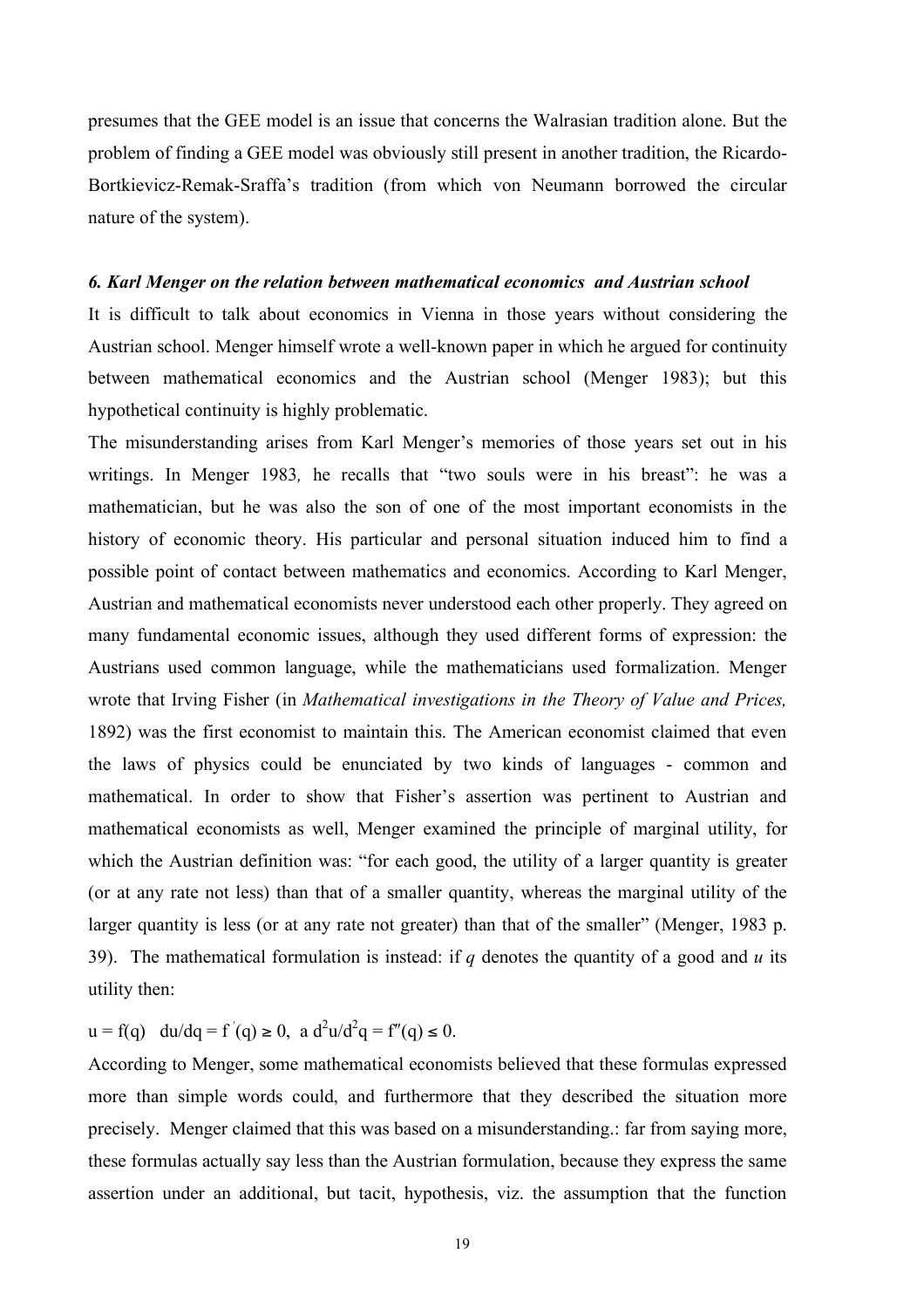presumes that the GEE model is an issue that concerns the Walrasian tradition alone. But the problem of finding a GEE model was obviously still present in another tradition, the Ricardo-Bortkievicz-Remak-Sraffa's tradition (from which von Neumann borrowed the circular nature of the system).

### *6. Karl Menger on the relation between mathematical economics and Austrian school*

It is difficult to talk about economics in Vienna in those years without considering the Austrian school. Menger himself wrote a well-known paper in which he argued for continuity between mathematical economics and the Austrian school (Menger 1983); but this hypothetical continuity is highly problematic.

The misunderstanding arises from Karl Menger's memories of those years set out in his writings. In Menger 1983*,* he recalls that "two souls were in his breast": he was a mathematician, but he was also the son of one of the most important economists in the history of economic theory. His particular and personal situation induced him to find a possible point of contact between mathematics and economics. According to Karl Menger, Austrian and mathematical economists never understood each other properly. They agreed on many fundamental economic issues, although they used different forms of expression: the Austrians used common language, while the mathematicians used formalization. Menger wrote that Irving Fisher (in *Mathematical investigations in the Theory of Value and Prices,* 1892) was the first economist to maintain this. The American economist claimed that even the laws of physics could be enunciated by two kinds of languages - common and mathematical. In order to show that Fisher's assertion was pertinent to Austrian and mathematical economists as well, Menger examined the principle of marginal utility, for which the Austrian definition was: "for each good, the utility of a larger quantity is greater (or at any rate not less) than that of a smaller quantity, whereas the marginal utility of the larger quantity is less (or at any rate not greater) than that of the smaller" (Menger, 1983 p. 39). The mathematical formulation is instead: if $q$ denotes the quantity of a good and $u$ its utility then:

$$u = f(q) \quad du/dq = f'(q) \geq 0, \;\text{ a } d^2u/d^2q = f''(q) \leq 0.$$

According to Menger, some mathematical economists believed that these formulas expressed more than simple words could, and furthermore that they described the situation more precisely. Menger claimed that this was based on a misunderstanding.: far from saying more, these formulas actually say less than the Austrian formulation, because they express the same assertion under an additional, but tacit, hypothesis, viz. the assumption that the function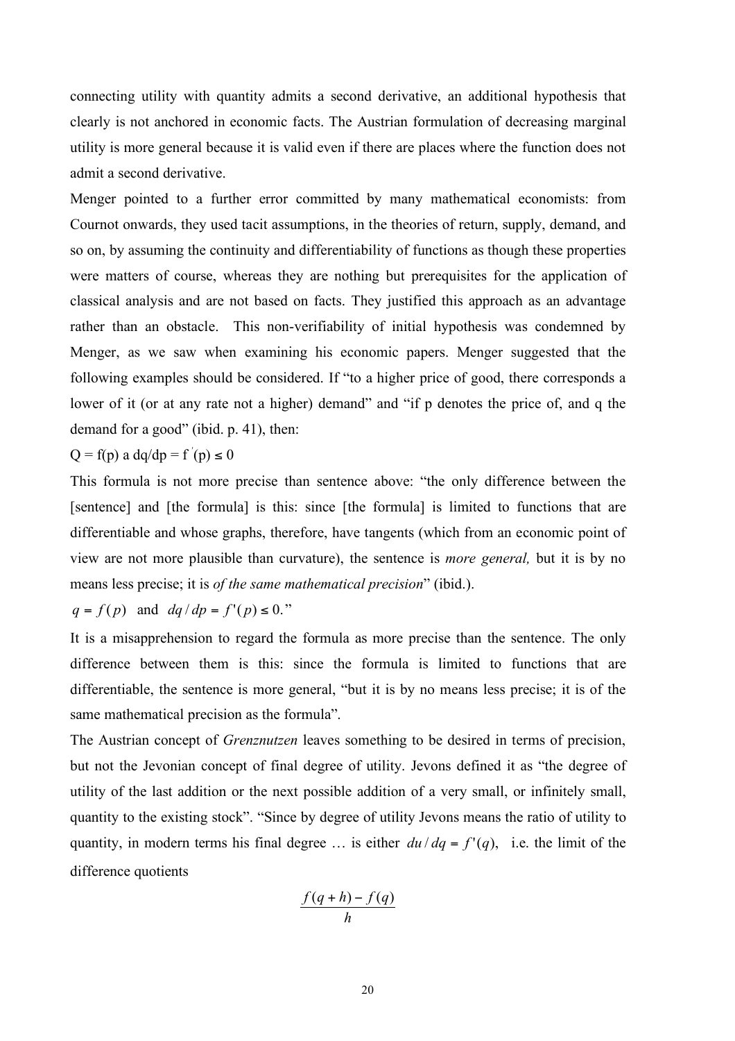connecting utility with quantity admits a second derivative, an additional hypothesis that clearly is not anchored in economic facts. The Austrian formulation of decreasing marginal utility is more general because it is valid even if there are places where the function does not admit a second derivative.

Menger pointed to a further error committed by many mathematical economists: from Cournot onwards, they used tacit assumptions, in the theories of return, supply, demand, and so on, by assuming the continuity and differentiability of functions as though these properties were matters of course, whereas they are nothing but prerequisites for the application of classical analysis and are not based on facts. They justified this approach as an advantage rather than an obstacle. This non-verifiability of initial hypothesis was condemned by Menger, as we saw when examining his economic papers. Menger suggested that the following examples should be considered. If "to a higher price of good, there corresponds a lower of it (or at any rate not a higher) demand" and "if p denotes the price of, and q the demand for a good" (ibid. p. 41), then:

$Q = f(p)$ a $dq/dp = f^{'}(p) \leq 0$

This formula is not more precise than sentence above: "the only difference between the [sentence] and [the formula] is this: since [the formula] is limited to functions that are differentiable and whose graphs, therefore, have tangents (which from an economic point of view are not more plausible than curvature), the sentence is *more general,* but it is by no means less precise; it is *of the same mathematical precision*" (ibid.).

$q = f(p)$ and $dq/dp = f'(p) \leq 0$."

It is a misapprehension to regard the formula as more precise than the sentence. The only difference between them is this: since the formula is limited to functions that are differentiable, the sentence is more general, "but it is by no means less precise; it is of the same mathematical precision as the formula".

The Austrian concept of *Grenznutzen* leaves something to be desired in terms of precision, but not the Jevonian concept of final degree of utility. Jevons defined it as "the degree of utility of the last addition or the next possible addition of a very small, or infinitely small, quantity to the existing stock". "Since by degree of utility Jevons means the ratio of utility to quantity, in modern terms his final degree … is either $du/dq = f'(q)$, i.e. the limit of the difference quotients

$$\frac{f(q+h) - f(q)}{h}$$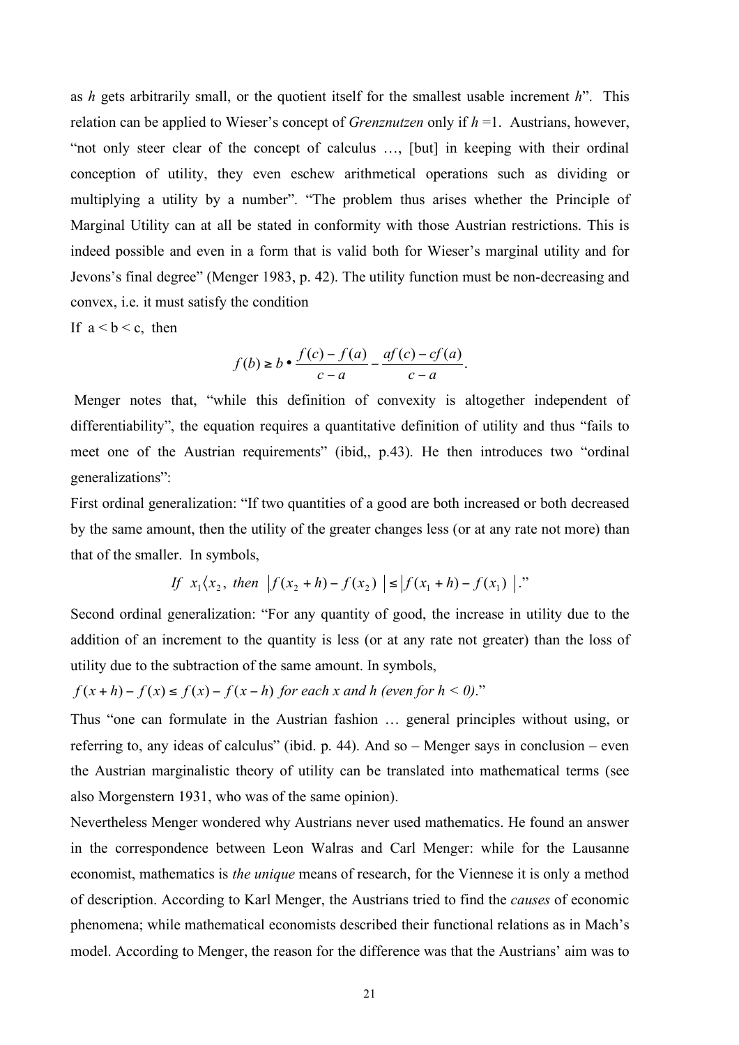as *h* gets arbitrarily small, or the quotient itself for the smallest usable increment *h*". This relation can be applied to Wieser's concept of *Grenznutzen* only if $h = 1$. Austrians, however, "not only steer clear of the concept of calculus …, [but] in keeping with their ordinal conception of utility, they even eschew arithmetical operations such as dividing or multiplying a utility by a number". "The problem thus arises whether the Principle of Marginal Utility can at all be stated in conformity with those Austrian restrictions. This is indeed possible and even in a form that is valid both for Wieser's marginal utility and for Jevons's final degree" (Menger 1983, p. 42). The utility function must be non-decreasing and convex, i.e. it must satisfy the condition

If $a < b < c$, then

$$f(b) \geq b \bullet \frac{f(c) - f(a)}{c - a} - \frac{af(c) - cf(a)}{c - a}.$$

Menger notes that, "while this definition of convexity is altogether independent of differentiability", the equation requires a quantitative definition of utility and thus "fails to meet one of the Austrian requirements" (ibid,, p.43). He then introduces two "ordinal generalizations":

First ordinal generalization: "If two quantities of a good are both increased or both decreased by the same amount, then the utility of the greater changes less (or at any rate not more) than that of the smaller. In symbols,

$$\textit{If } x_1 \langle x_2, \textit{ then } \left| f(x_2 + h) - f(x_2) \right| \leq \left| f(x_1 + h) - f(x_1) \right|.\text{"}$$

Second ordinal generalization: "For any quantity of good, the increase in utility due to the addition of an increment to the quantity is less (or at any rate not greater) than the loss of utility due to the subtraction of the same amount. In symbols,

$f(x+h) - f(x) \leq f(x) - f(x-h)$ *for each x and h (even for h < 0)*."

Thus "one can formulate in the Austrian fashion … general principles without using, or referring to, any ideas of calculus" (ibid. p. 44). And so – Menger says in conclusion – even the Austrian marginalistic theory of utility can be translated into mathematical terms (see also Morgenstern 1931, who was of the same opinion).

Nevertheless Menger wondered why Austrians never used mathematics. He found an answer in the correspondence between Leon Walras and Carl Menger: while for the Lausanne economist, mathematics is *the unique* means of research, for the Viennese it is only a method of description. According to Karl Menger, the Austrians tried to find the *causes* of economic phenomena; while mathematical economists described their functional relations as in Mach's model. According to Menger, the reason for the difference was that the Austrians' aim was to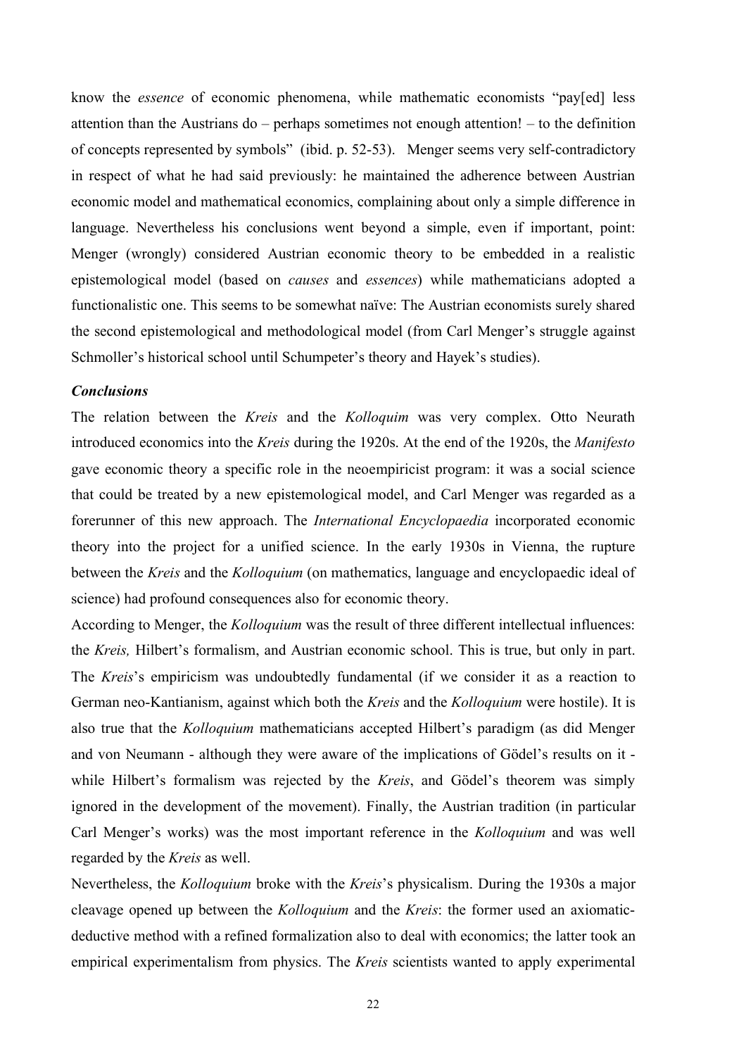know the *essence* of economic phenomena, while mathematic economists "pay[ed] less attention than the Austrians do – perhaps sometimes not enough attention! – to the definition of concepts represented by symbols" (ibid. p. 52-53). Menger seems very self-contradictory in respect of what he had said previously: he maintained the adherence between Austrian economic model and mathematical economics, complaining about only a simple difference in language. Nevertheless his conclusions went beyond a simple, even if important, point: Menger (wrongly) considered Austrian economic theory to be embedded in a realistic epistemological model (based on *causes* and *essences*) while mathematicians adopted a functionalistic one. This seems to be somewhat naïve: The Austrian economists surely shared the second epistemological and methodological model (from Carl Menger's struggle against Schmoller's historical school until Schumpeter's theory and Hayek's studies).

***Conclusions***

The relation between the *Kreis* and the *Kolloqium* was very complex. Otto Neurath introduced economics into the *Kreis* during the 1920s. At the end of the 1920s, the *Manifesto* gave economic theory a specific role in the neoempiricist program: it was a social science that could be treated by a new epistemological model, and Carl Menger was regarded as a forerunner of this new approach. The *International Encyclopaedia* incorporated economic theory into the project for a unified science. In the early 1930s in Vienna, the rupture between the *Kreis* and the *Kolloquium* (on mathematics, language and encyclopaedic ideal of science) had profound consequences also for economic theory.

According to Menger, the *Kolloquium* was the result of three different intellectual influences: the *Kreis,* Hilbert's formalism, and Austrian economic school. This is true, but only in part. The *Kreis*'s empiricism was undoubtedly fundamental (if we consider it as a reaction to German neo-Kantianism, against which both the *Kreis* and the *Kolloquium* were hostile). It is also true that the *Kolloquium* mathematicians accepted Hilbert's paradigm (as did Menger and von Neumann - although they were aware of the implications of Gödel's results on it - while Hilbert's formalism was rejected by the *Kreis*, and Gödel's theorem was simply ignored in the development of the movement). Finally, the Austrian tradition (in particular Carl Menger's works) was the most important reference in the *Kolloquium* and was well regarded by the *Kreis* as well.

Nevertheless, the *Kolloquium* broke with the *Kreis*'s physicalism. During the 1930s a major cleavage opened up between the *Kolloquium* and the *Kreis*: the former used an axiomatic-deductive method with a refined formalization also to deal with economics; the latter took an empirical experimentalism from physics. The *Kreis* scientists wanted to apply experimental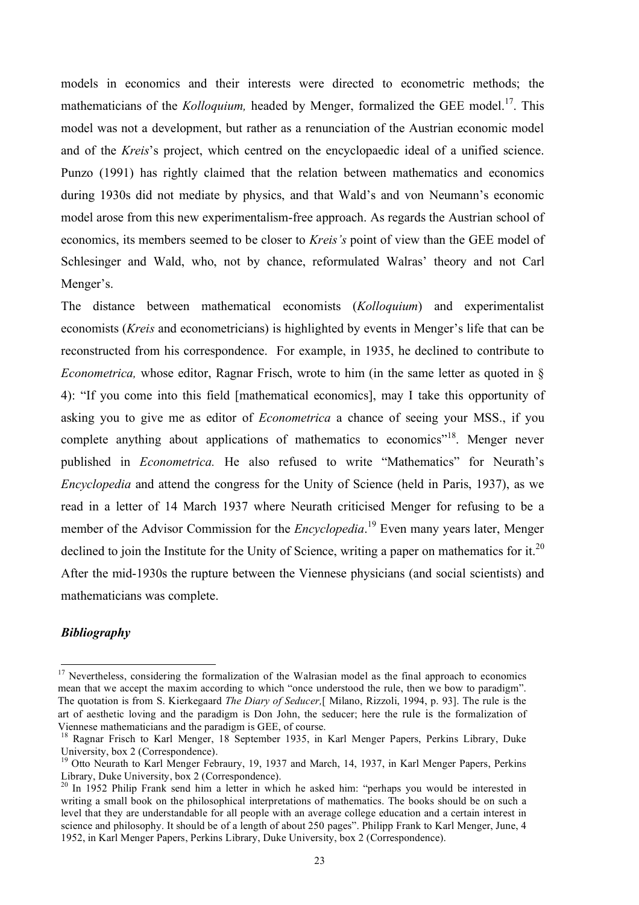models in economics and their interests were directed to econometric methods; the mathematicians of the *Kolloquium,* headed by Menger, formalized the GEE model.[17]. This model was not a development, but rather as a renunciation of the Austrian economic model and of the *Kreis*'s project, which centred on the encyclopaedic ideal of a unified science. Punzo (1991) has rightly claimed that the relation between mathematics and economics during 1930s did not mediate by physics, and that Wald's and von Neumann's economic model arose from this new experimentalism-free approach. As regards the Austrian school of economics, its members seemed to be closer to *Kreis's* point of view than the GEE model of Schlesinger and Wald, who, not by chance, reformulated Walras' theory and not Carl Menger's.

The distance between mathematical economists (*Kolloquium*) and experimentalist economists (*Kreis* and econometricians) is highlighted by events in Menger's life that can be reconstructed from his correspondence. For example, in 1935, he declined to contribute to *Econometrica,* whose editor, Ragnar Frisch, wrote to him (in the same letter as quoted in § 4): "If you come into this field [mathematical economics], may I take this opportunity of asking you to give me as editor of *Econometrica* a chance of seeing your MSS., if you complete anything about applications of mathematics to economics"[18]. Menger never published in *Econometrica.* He also refused to write "Mathematics" for Neurath's *Encyclopedia* and attend the congress for the Unity of Science (held in Paris, 1937), as we read in a letter of 14 March 1937 where Neurath criticised Menger for refusing to be a member of the Advisor Commission for the *Encyclopedia*.[19] Even many years later, Menger declined to join the Institute for the Unity of Science, writing a paper on mathematics for it.[20] After the mid-1930s the rupture between the Viennese physicians (and social scientists) and mathematicians was complete.

***Bibliography***

---

[17] Nevertheless, considering the formalization of the Walrasian model as the final approach to economics mean that we accept the maxim according to which "once understood the rule, then we bow to paradigm". The quotation is from S. Kierkegaard *The Diary of Seducer,*[ Milano, Rizzoli, 1994, p. 93]. The rule is the art of aesthetic loving and the paradigm is Don John, the seducer; here the rule is the formalization of Viennese mathematicians and the paradigm is GEE, of course.

[18] Ragnar Frisch to Karl Menger, 18 September 1935, in Karl Menger Papers, Perkins Library, Duke University, box 2 (Correspondence).

[19] Otto Neurath to Karl Menger Febraury, 19, 1937 and March, 14, 1937, in Karl Menger Papers, Perkins Library, Duke University, box 2 (Correspondence).

[20] In 1952 Philip Frank send him a letter in which he asked him: "perhaps you would be interested in writing a small book on the philosophical interpretations of mathematics. The books should be on such a level that they are understandable for all people with an average college education and a certain interest in science and philosophy. It should be of a length of about 250 pages". Philipp Frank to Karl Menger, June, 4 1952, in Karl Menger Papers, Perkins Library, Duke University, box 2 (Correspondence).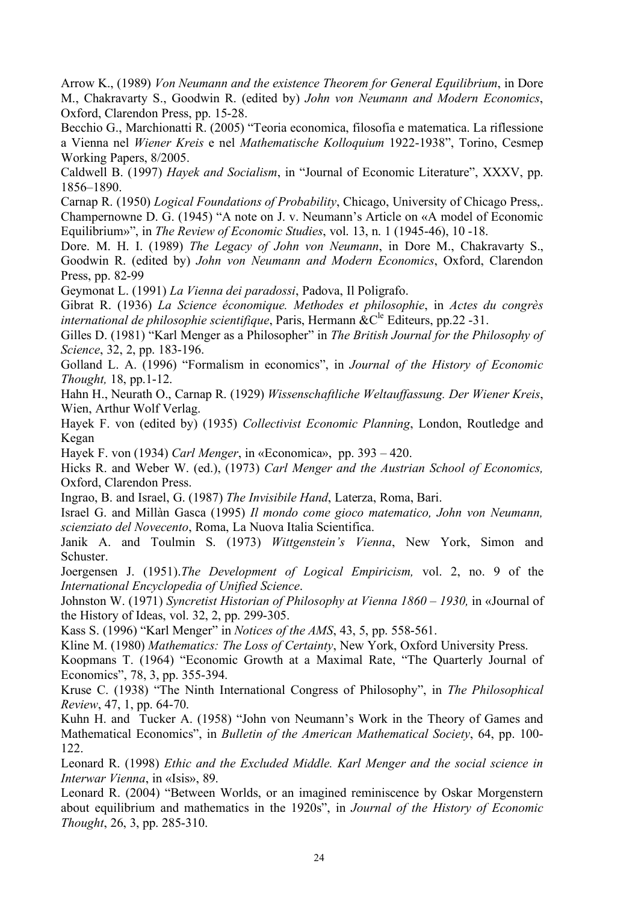Arrow K., (1989) *Von Neumann and the existence Theorem for General Equilibrium*, in Dore M., Chakravarty S., Goodwin R. (edited by) *John von Neumann and Modern Economics*, Oxford, Clarendon Press, pp. 15-28.

Becchio G., Marchionatti R. (2005) "Teoria economica, filosofia e matematica. La riflessione a Vienna nel *Wiener Kreis* e nel *Mathematische Kolloquium* 1922-1938", Torino, Cesmep Working Papers, 8/2005.

Caldwell B. (1997) *Hayek and Socialism*, in "Journal of Economic Literature", XXXV, pp. 1856–1890.

Carnap R. (1950) *Logical Foundations of Probability*, Chicago, University of Chicago Press,.

Champernowne D. G. (1945) "A note on J. v. Neumann's Article on «A model of Economic Equilibrium»", in *The Review of Economic Studies*, vol. 13, n. 1 (1945-46), 10 -18.

Dore. M. H. I. (1989) *The Legacy of John von Neumann*, in Dore M., Chakravarty S., Goodwin R. (edited by) *John von Neumann and Modern Economics*, Oxford, Clarendon Press, pp. 82-99

Geymonat L. (1991) *La Vienna dei paradossi*, Padova, Il Poligrafo.

Gibrat R. (1936) *La Science économique. Methodes et philosophie*, in *Actes du congrès international de philosophie scientifique*, Paris, Hermann &C[le] Editeurs, pp.22 -31.

Gilles D. (1981) "Karl Menger as a Philosopher" in *The British Journal for the Philosophy of Science*, 32, 2, pp. 183-196.

Golland L. A. (1996) "Formalism in economics", in *Journal of the History of Economic Thought,* 18, pp.1-12.

Hahn H., Neurath O., Carnap R. (1929) *Wissenschaftliche Weltauffassung. Der Wiener Kreis*, Wien, Arthur Wolf Verlag.

Hayek F. von (edited by) (1935) *Collectivist Economic Planning*, London, Routledge and Kegan

Hayek F. von (1934) *Carl Menger*, in «Economica», pp. 393 – 420.

Hicks R. and Weber W. (ed.), (1973) *Carl Menger and the Austrian School of Economics,* Oxford, Clarendon Press.

Ingrao, B. and Israel, G. (1987) *The Invisibile Hand*, Laterza, Roma, Bari.

Israel G. and Millàn Gasca (1995) *Il mondo come gioco matematico, John von Neumann, scienziato del Novecento*, Roma, La Nuova Italia Scientifica.

Janik A. and Toulmin S. (1973) *Wittgenstein's Vienna*, New York, Simon and Schuster.

Joergensen J. (1951).*The Development of Logical Empiricism,* vol. 2, no. 9 of the *International Encyclopedia of Unified Science*.

Johnston W. (1971) *Syncretist Historian of Philosophy at Vienna 1860 – 1930,* in «Journal of the History of Ideas, vol. 32, 2, pp. 299-305.

Kass S. (1996) "Karl Menger" in *Notices of the AMS*, 43, 5, pp. 558-561.

Kline M. (1980) *Mathematics: The Loss of Certainty*, New York, Oxford University Press.

Koopmans T. (1964) "Economic Growth at a Maximal Rate, "The Quarterly Journal of Economics", 78, 3, pp. 355-394.

Kruse C. (1938) "The Ninth International Congress of Philosophy", in *The Philosophical Review*, 47, 1, pp. 64-70.

Kuhn H. and Tucker A. (1958) "John von Neumann's Work in the Theory of Games and Mathematical Economics", in *Bulletin of the American Mathematical Society*, 64, pp. 100-122.

Leonard R. (1998) *Ethic and the Excluded Middle. Karl Menger and the social science in Interwar Vienna*, in «Isis», 89.

Leonard R. (2004) "Between Worlds, or an imagined reminiscence by Oskar Morgenstern about equilibrium and mathematics in the 1920s", in *Journal of the History of Economic Thought*, 26, 3, pp. 285-310.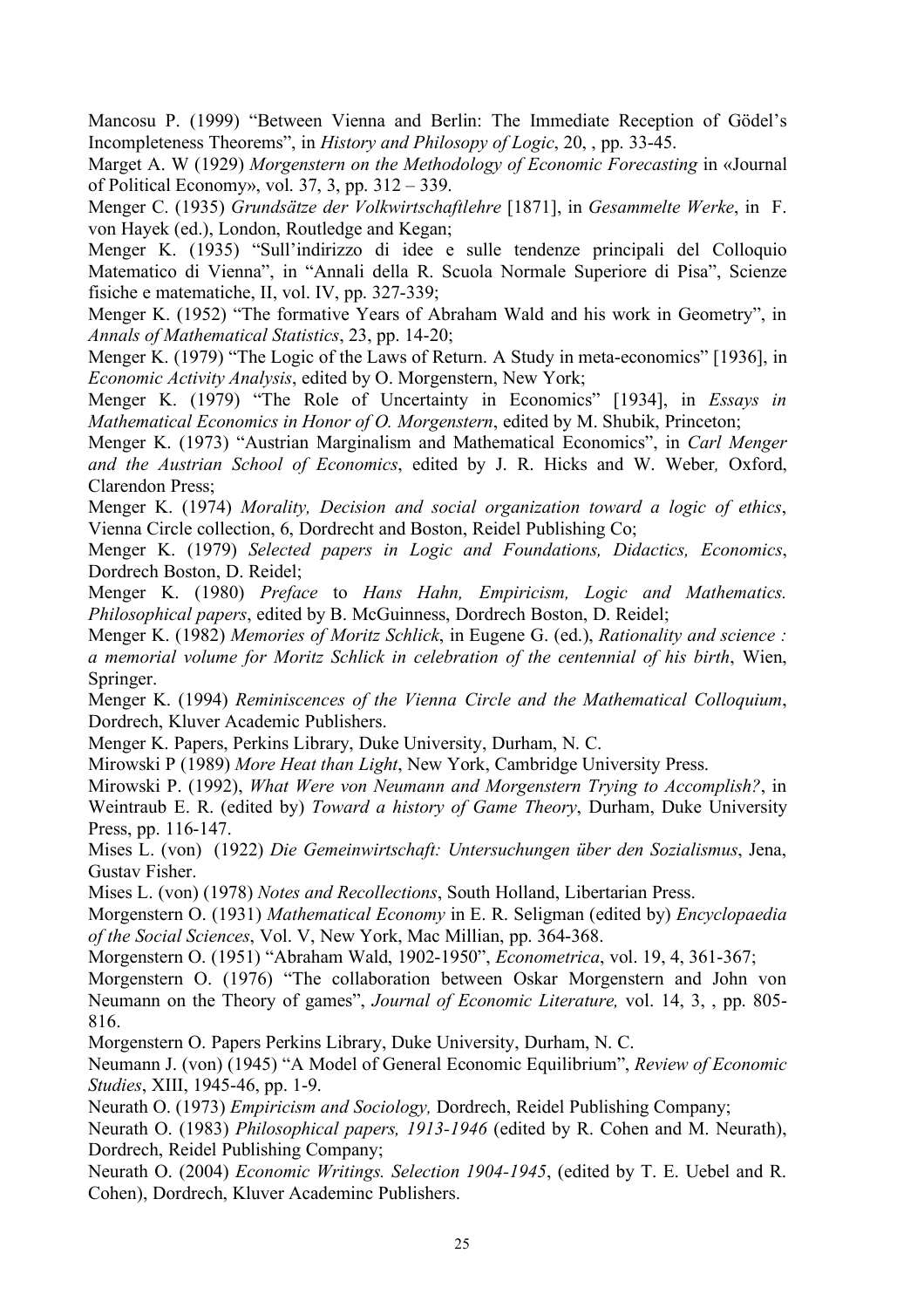Mancosu P. (1999) "Between Vienna and Berlin: The Immediate Reception of Gödel's Incompleteness Theorems", in *History and Philosopy of Logic*, 20, , pp. 33-45.

Marget A. W (1929) *Morgenstern on the Methodology of Economic Forecasting* in «Journal of Political Economy», vol. 37, 3, pp. 312 – 339.

Menger C. (1935) *Grundsätze der Volkwirtschaftlehre* [1871], in *Gesammelte Werke*, in F. von Hayek (ed.), London, Routledge and Kegan;

Menger K. (1935) "Sull'indirizzo di idee e sulle tendenze principali del Colloquio Matematico di Vienna", in "Annali della R. Scuola Normale Superiore di Pisa", Scienze fisiche e matematiche, II, vol. IV, pp. 327-339;

Menger K. (1952) "The formative Years of Abraham Wald and his work in Geometry", in *Annals of Mathematical Statistics*, 23, pp. 14-20;

Menger K. (1979) "The Logic of the Laws of Return. A Study in meta-economics" [1936], in *Economic Activity Analysis*, edited by O. Morgenstern, New York;

Menger K. (1979) "The Role of Uncertainty in Economics" [1934], in *Essays in Mathematical Economics in Honor of O. Morgenstern*, edited by M. Shubik, Princeton;

Menger K. (1973) "Austrian Marginalism and Mathematical Economics", in *Carl Menger and the Austrian School of Economics*, edited by J. R. Hicks and W. Weber*,* Oxford, Clarendon Press;

Menger K. (1974) *Morality, Decision and social organization toward a logic of ethics*, Vienna Circle collection, 6, Dordrecht and Boston, Reidel Publishing Co;

Menger K. (1979) *Selected papers in Logic and Foundations, Didactics, Economics*, Dordrech Boston, D. Reidel;

Menger K. (1980) *Preface* to *Hans Hahn, Empiricism, Logic and Mathematics. Philosophical papers*, edited by B. McGuinness, Dordrech Boston, D. Reidel;

Menger K. (1982) *Memories of Moritz Schlick*, in Eugene G. (ed.), *Rationality and science : a memorial volume for Moritz Schlick in celebration of the centennial of his birth*, Wien, Springer.

Menger K. (1994) *Reminiscences of the Vienna Circle and the Mathematical Colloquium*, Dordrech, Kluver Academic Publishers.

Menger K. Papers, Perkins Library, Duke University, Durham, N. C.

Mirowski P (1989) *More Heat than Light*, New York, Cambridge University Press.

Mirowski P. (1992), *What Were von Neumann and Morgenstern Trying to Accomplish?*, in Weintraub E. R. (edited by) *Toward a history of Game Theory*, Durham, Duke University Press, pp. 116-147.

Mises L. (von) (1922) *Die Gemeinwirtschaft: Untersuchungen über den Sozialismus*, Jena, Gustav Fisher.

Mises L. (von) (1978) *Notes and Recollections*, South Holland, Libertarian Press.

Morgenstern O. (1931) *Mathematical Economy* in E. R. Seligman (edited by) *Encyclopaedia of the Social Sciences*, Vol. V, New York, Mac Millian, pp. 364-368.

Morgenstern O. (1951) "Abraham Wald, 1902-1950", *Econometrica*, vol. 19, 4, 361-367;

Morgenstern O. (1976) "The collaboration between Oskar Morgenstern and John von Neumann on the Theory of games", *Journal of Economic Literature,* vol. 14, 3, , pp. 805-816.

Morgenstern O. Papers Perkins Library, Duke University, Durham, N. C.

Neumann J. (von) (1945) "A Model of General Economic Equilibrium", *Review of Economic Studies*, XIII, 1945-46, pp. 1-9.

Neurath O. (1973) *Empiricism and Sociology,* Dordrech, Reidel Publishing Company;

Neurath O. (1983) *Philosophical papers, 1913-1946* (edited by R. Cohen and M. Neurath), Dordrech, Reidel Publishing Company;

Neurath O. (2004) *Economic Writings. Selection 1904-1945*, (edited by T. E. Uebel and R. Cohen), Dordrech, Kluver Academinc Publishers.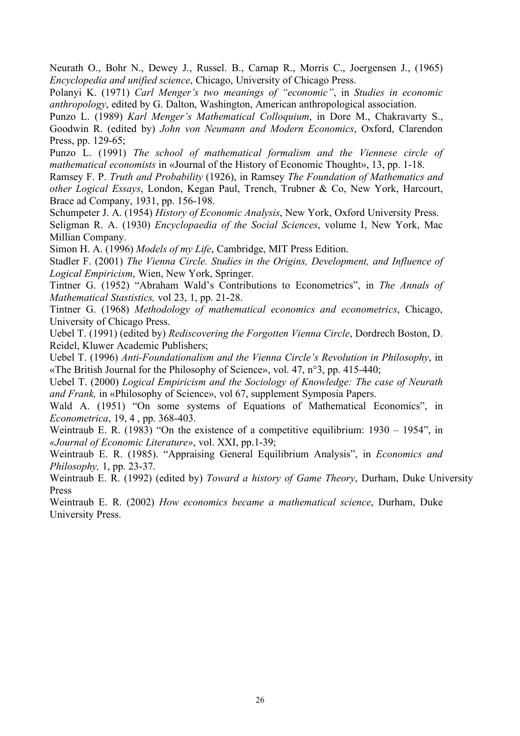Neurath O., Bohr N., Dewey J., Russel. B., Carnap R., Morris C., Joergensen J., (1965) *Encyclopedia and unified science*, Chicago, University of Chicago Press.

Polanyi K. (1971) *Carl Menger's two meanings of "economic"*, in *Studies in economic anthropology*, edited by G. Dalton, Washington, American anthropological association.

Punzo L. (1989) *Karl Menger's Mathematical Colloquium*, in Dore M., Chakravarty S., Goodwin R. (edited by) *John von Neumann and Modern Economics*, Oxford, Clarendon Press, pp. 129-65;

Punzo L. (1991) *The school of mathematical formalism and the Viennese circle of mathematical economists* in «Journal of the History of Economic Thought», 13, pp. 1-18.

Ramsey F. P. *Truth and Probability* (1926), in Ramsey *The Foundation of Mathematics and other Logical Essays*, London, Kegan Paul, Trench, Trubner & Co, New York, Harcourt, Brace ad Company, 1931, pp. 156-198.

Schumpeter J. A. (1954) *History of Economic Analysis*, New York, Oxford University Press.

Seligman R. A. (1930) *Encyclopaedia of the Social Sciences*, volume I, New York, Mac Millian Company.

Simon H. A. (1996) *Models of my Life*, Cambridge, MIT Press Edition.

Stadler F. (2001) *The Vienna Circle. Studies in the Origins, Development, and Influence of Logical Empiricism*, Wien, New York, Springer.

Tintner G. (1952) "Abraham Wald's Contributions to Econometrics", in *The Annals of Mathematical Stastistics,* vol 23, 1, pp. 21-28.

Tintner G. (1968) *Methodology of mathematical economics and econometrics*, Chicago, University of Chicago Press.

Uebel T. (1991) (edited by) *Rediscovering the Forgotten Vienna Circle*, Dordrech Boston, D. Reidel, Kluwer Academic Publishers;

Uebel T. (1996) *Anti-Foundationalism and the Vienna Circle's Revolution in Philosophy*, in «The British Journal for the Philosophy of Science», vol. 47, n°3, pp. 415-440;

Uebel T. (2000) *Logical Empiricism and the Sociology of Knowledge: The case of Neurath and Frank,* in «Philosophy of Science», vol 67, supplement Symposia Papers.

Wald A. (1951) "On some systems of Equations of Mathematical Economics", in *Econometrica*, 19, 4 , pp. 368-403.

Weintraub E. R. (1983) "On the existence of a competitive equilibrium: 1930 – 1954", in *«Journal of Economic Literature»*, vol. XXI, pp.1-39;

Weintraub E. R. (1985). "Appraising General Equilibrium Analysis", in *Economics and Philosophy,* 1, pp. 23-37.

Weintraub E. R. (1992) (edited by) *Toward a history of Game Theory*, Durham, Duke University Press

Weintraub E. R. (2002) *How economics became a mathematical science*, Durham, Duke University Press.